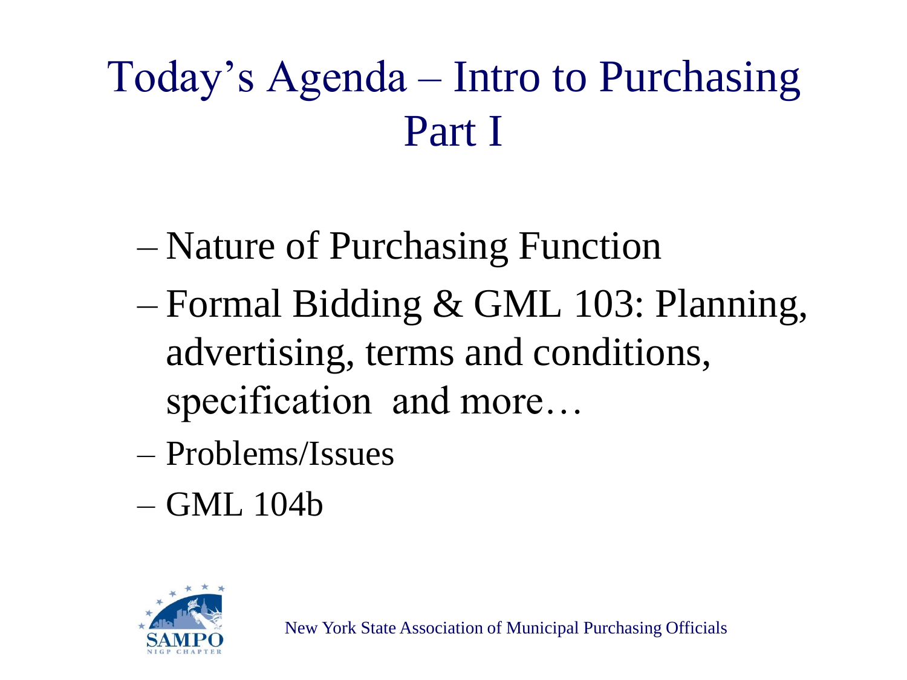# Today's Agenda – Intro to Purchasing Part I

- Nature of Purchasing Function
- Formal Bidding & GML 103: Planning, advertising, terms and conditions, specification and more…
- Problems/Issues
- GML 104b

New York State Association of Municipal Purchasing Officials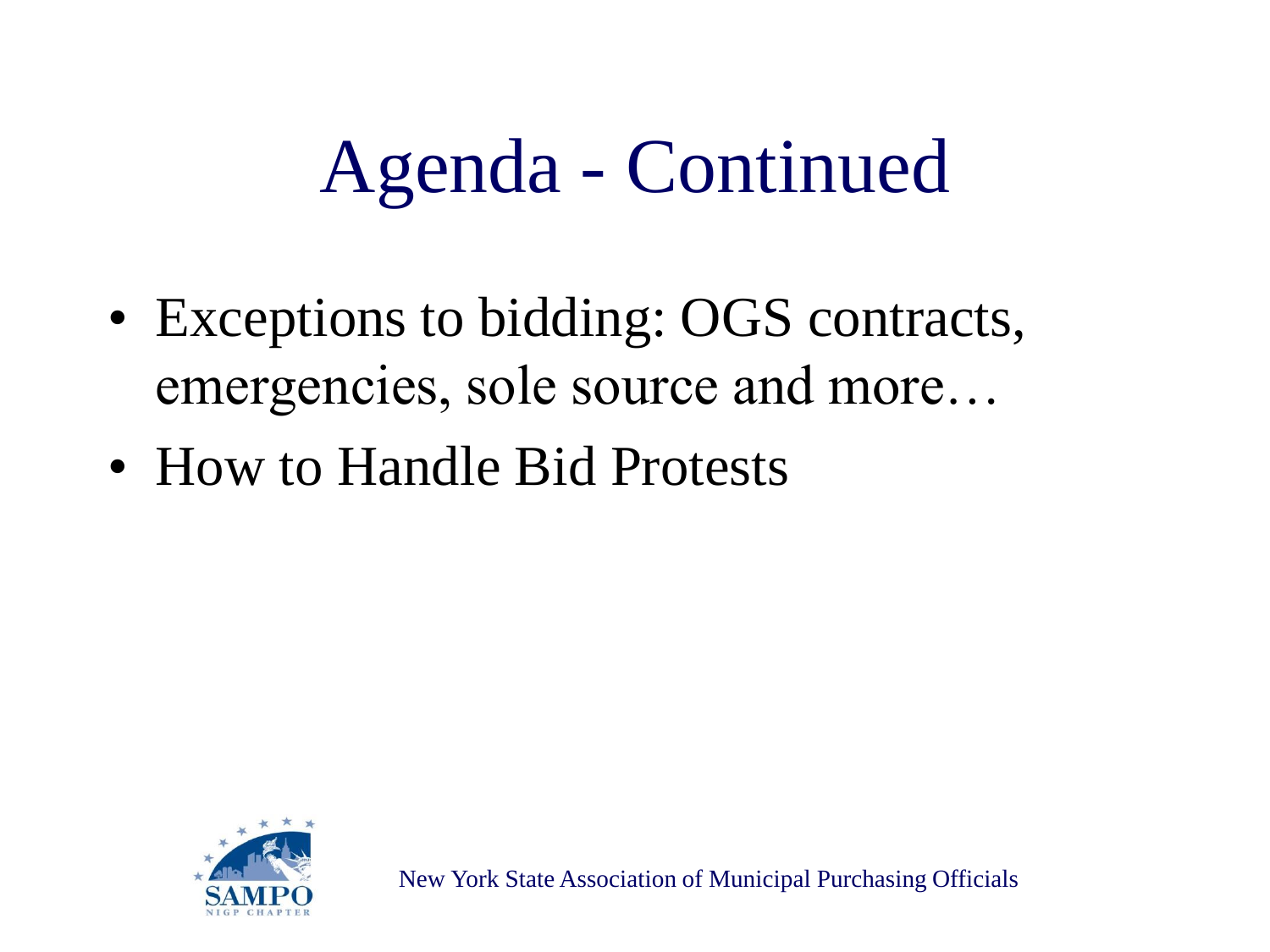# Agenda - Continued

- Exceptions to bidding: OGS contracts, emergencies, sole source and more…
- How to Handle Bid Protests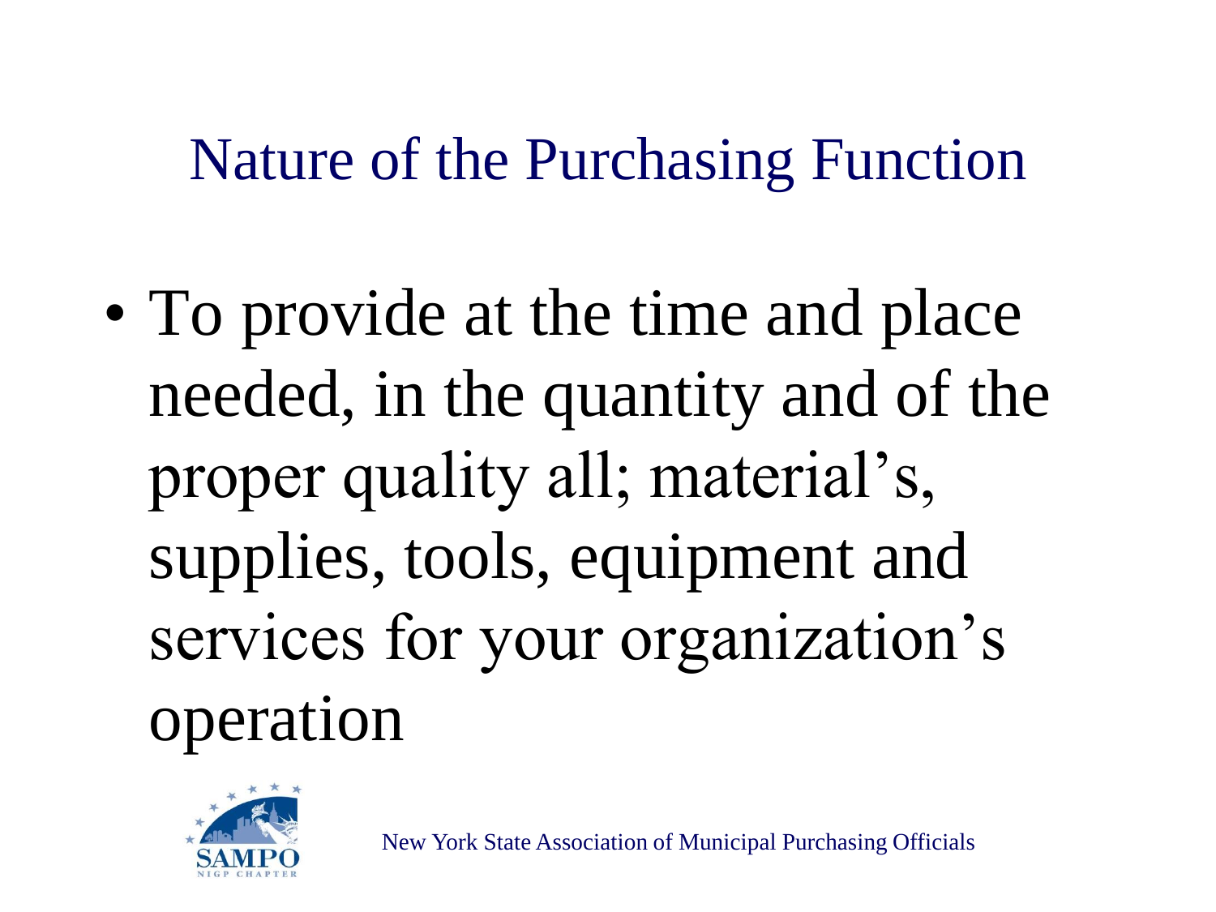# Nature of the Purchasing Function

- To provide at the time and place needed, in the quantity and of the proper quality all; material's, supplies, tools, equipment and services for your organization's operation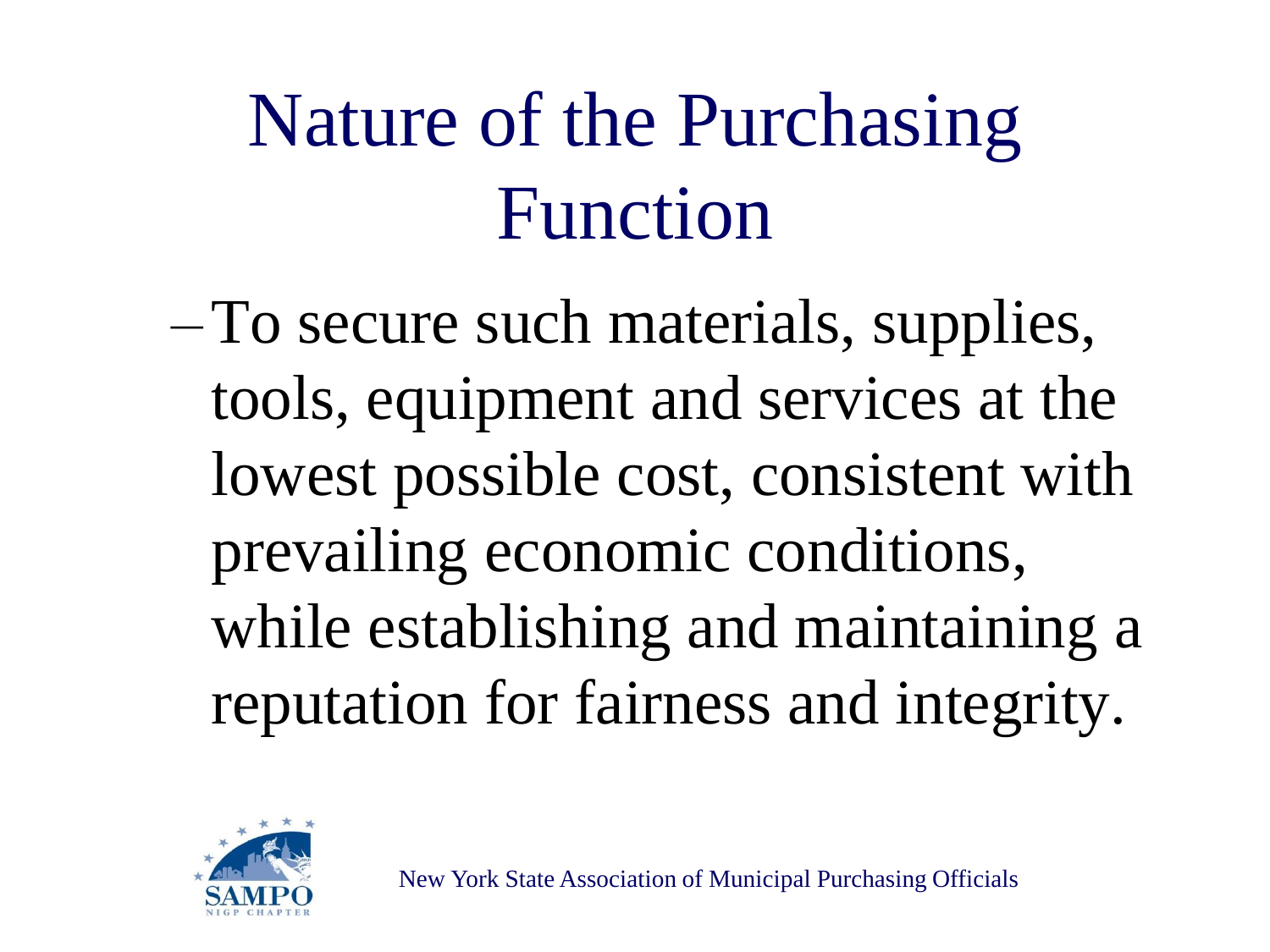# Nature of the Purchasing Function

- To secure such materials, supplies, tools, equipment and services at the lowest possible cost, consistent with prevailing economic conditions, while establishing and maintaining a reputation for fairness and integrity.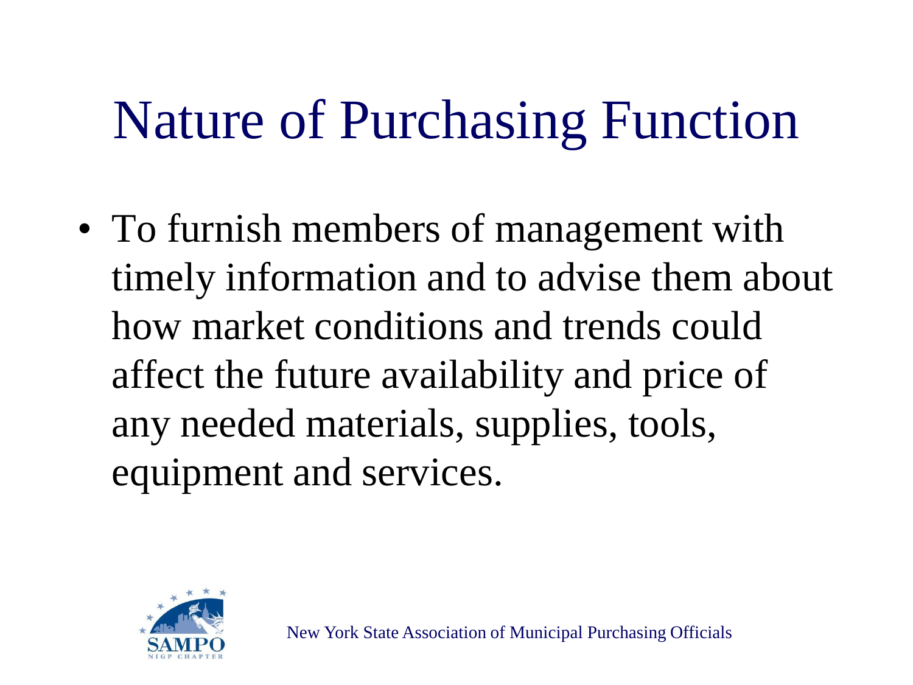# Nature of Purchasing Function

- To furnish members of management with timely information and to advise them about how market conditions and trends could affect the future availability and price of any needed materials, supplies, tools, equipment and services.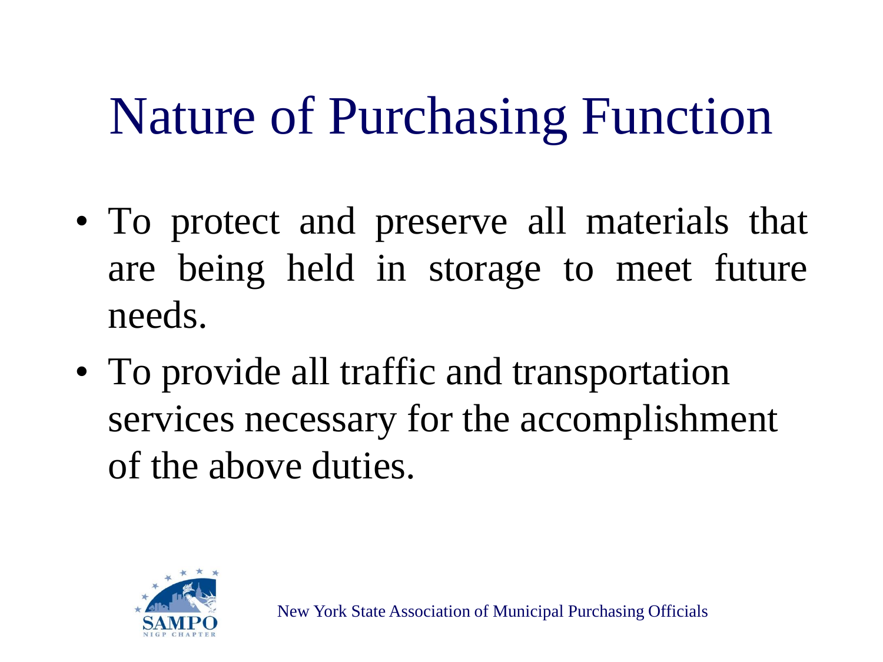# Nature of Purchasing Function

- To protect and preserve all materials that are being held in storage to meet future needs.
- To provide all traffic and transportation services necessary for the accomplishment of the above duties.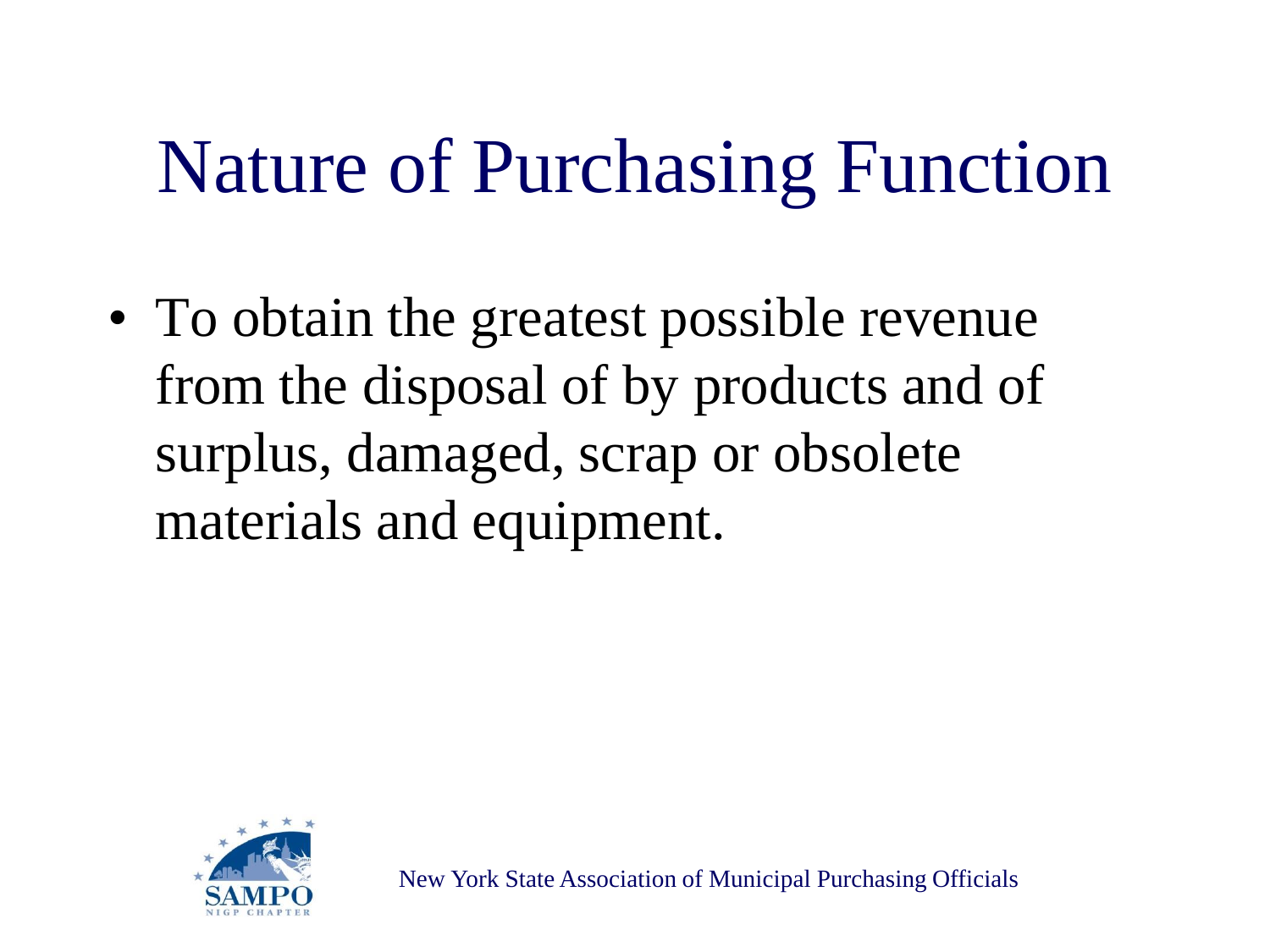# Nature of Purchasing Function

- To obtain the greatest possible revenue from the disposal of by products and of surplus, damaged, scrap or obsolete materials and equipment.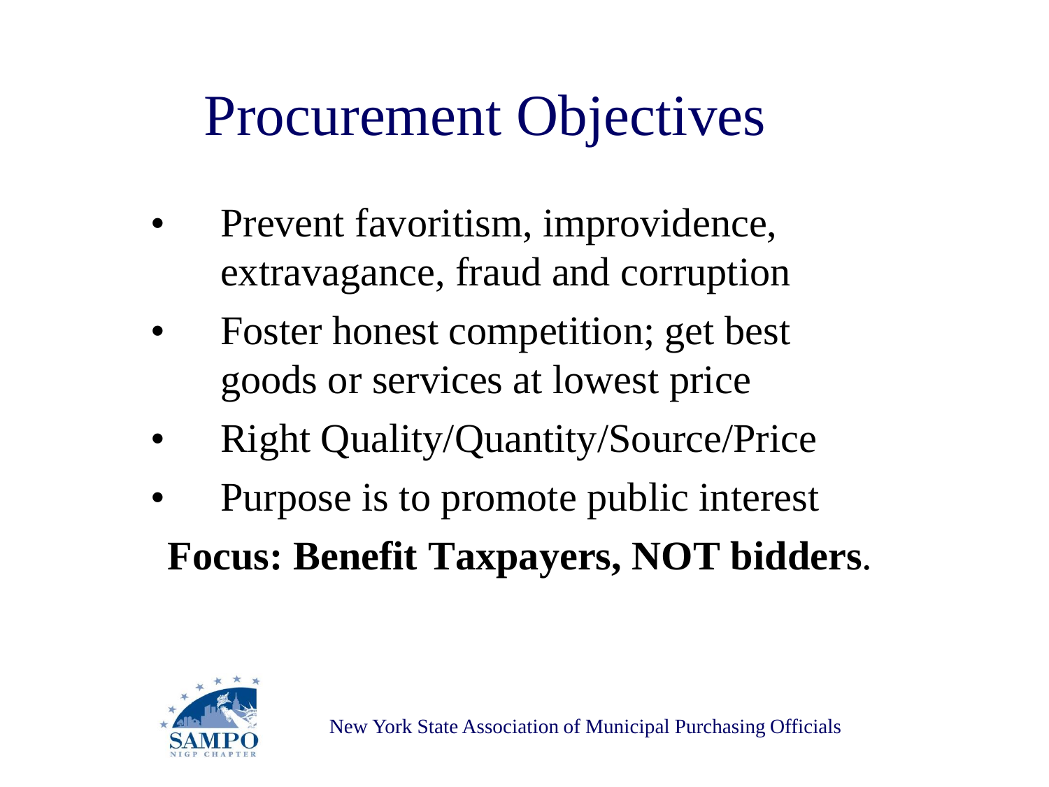# Procurement Objectives

- Prevent favoritism, improvidence, extravagance, fraud and corruption
- Foster honest competition; get best goods or services at lowest price
- Right Quality/Quantity/Source/Price
- Purpose is to promote public interest

**Focus: Benefit Taxpayers, NOT bidders**.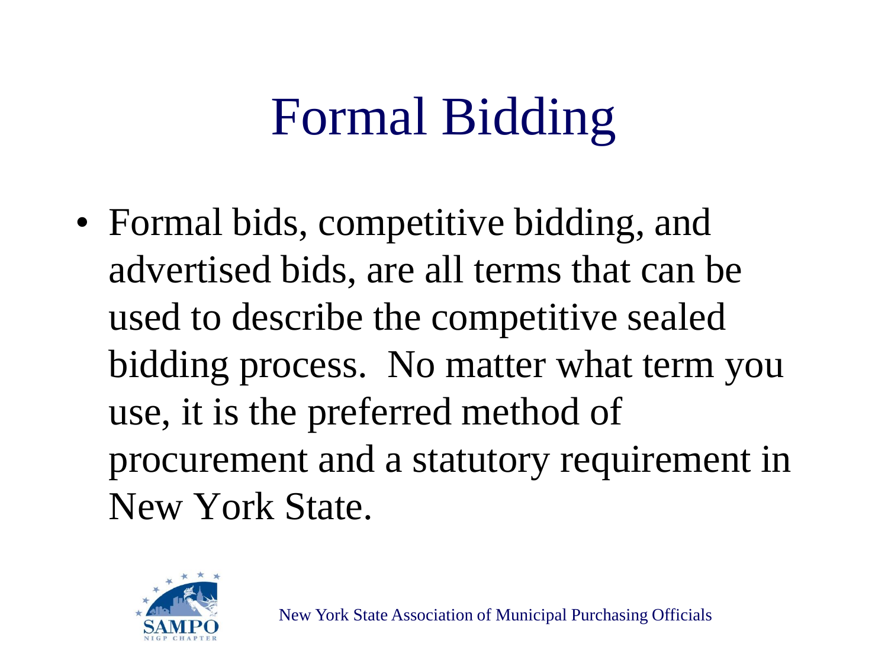# Formal Bidding

- Formal bids, competitive bidding, and advertised bids, are all terms that can be used to describe the competitive sealed bidding process. No matter what term you use, it is the preferred method of procurement and a statutory requirement in New York State.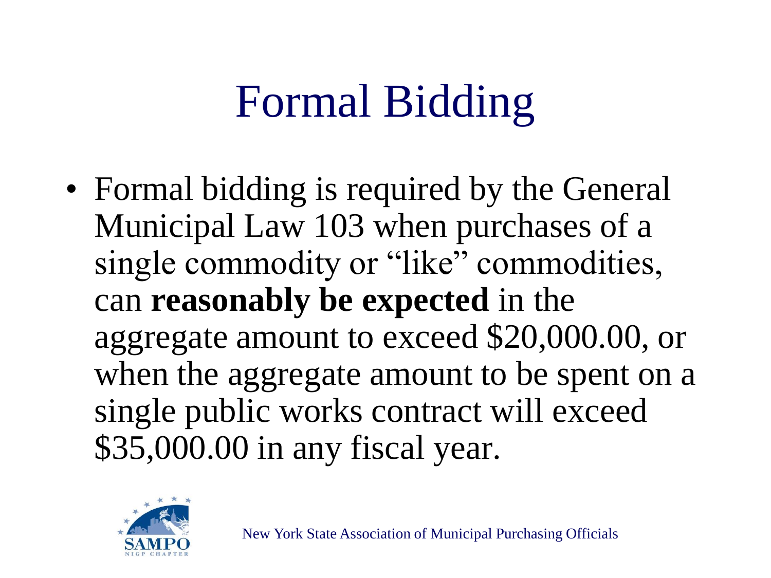# Formal Bidding

- Formal bidding is required by the General Municipal Law 103 when purchases of a single commodity or "like" commodities, can **reasonably be expected** in the aggregate amount to exceed $20,000.00, or when the aggregate amount to be spent on a single public works contract will exceed $35,000.00 in any fiscal year.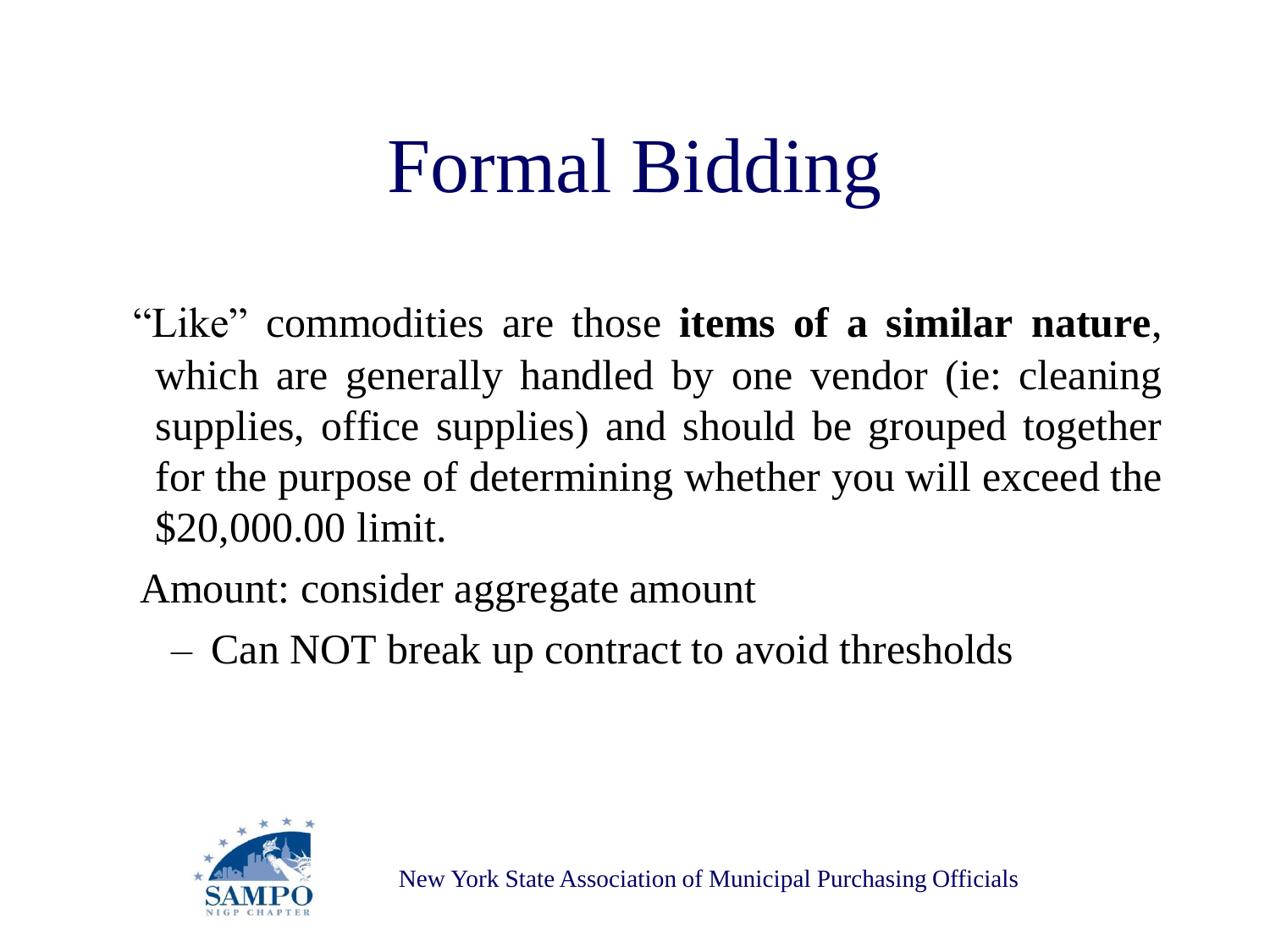# Formal Bidding

"Like" commodities are those **items of a similar nature**, which are generally handled by one vendor (ie: cleaning supplies, office supplies) and should be grouped together for the purpose of determining whether you will exceed the $20,000.00 limit.

Amount: consider aggregate amount

- Can NOT break up contract to avoid thresholds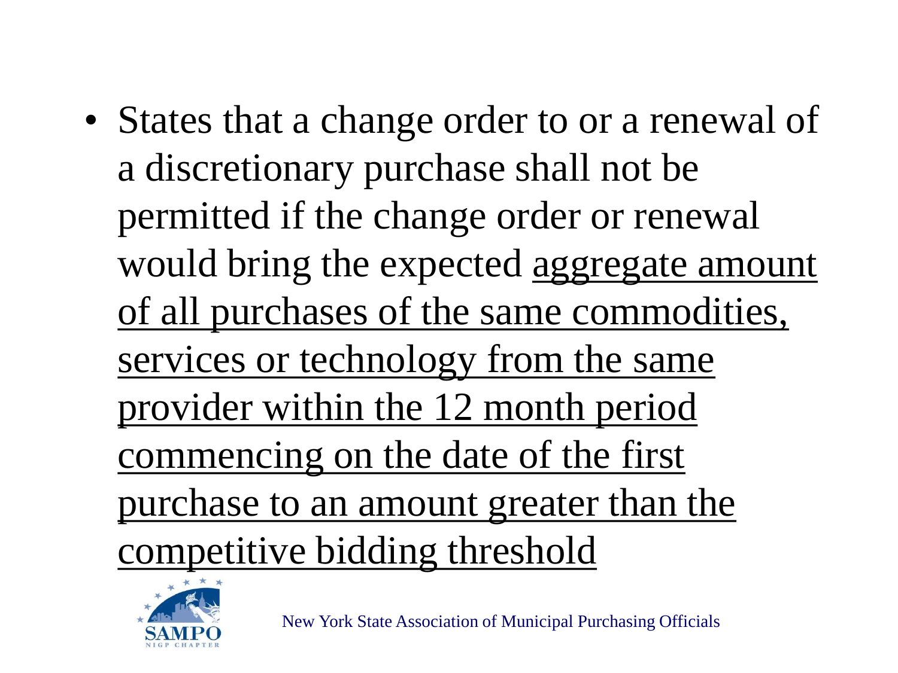- States that a change order to or a renewal of a discretionary purchase shall not be permitted if the change order or renewal would bring the expected <u>aggregate amount of all purchases of the same commodities, services or technology from the same provider within the 12 month period commencing on the date of the first purchase to an amount greater than the competitive bidding threshold</u>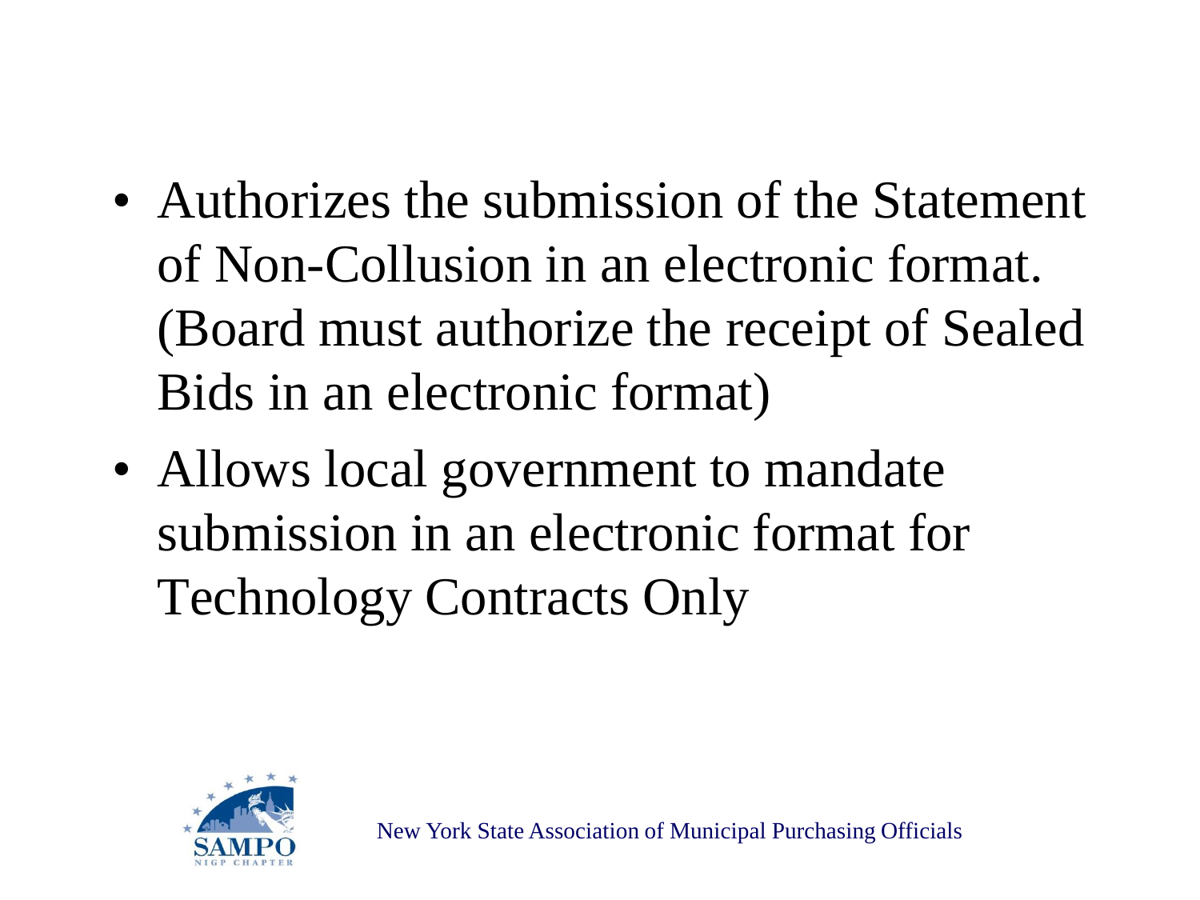- Authorizes the submission of the Statement of Non-Collusion in an electronic format. (Board must authorize the receipt of Sealed Bids in an electronic format)
- Allows local government to mandate submission in an electronic format for Technology Contracts Only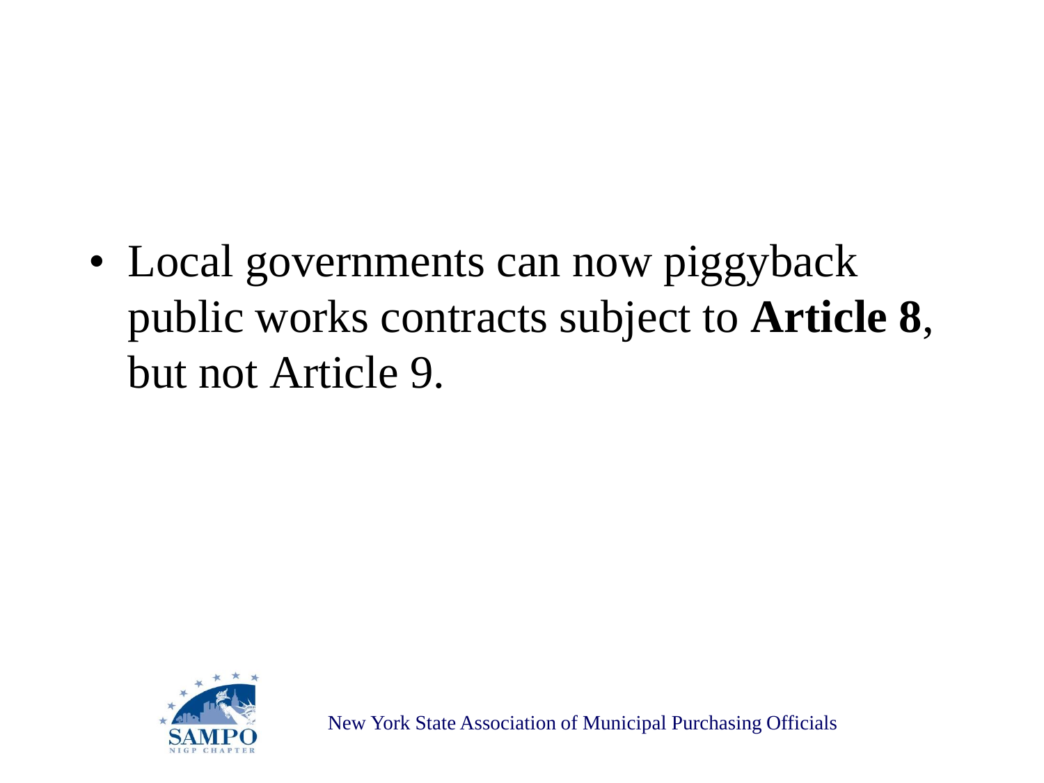- Local governments can now piggyback public works contracts subject to **Article 8**, but not Article 9.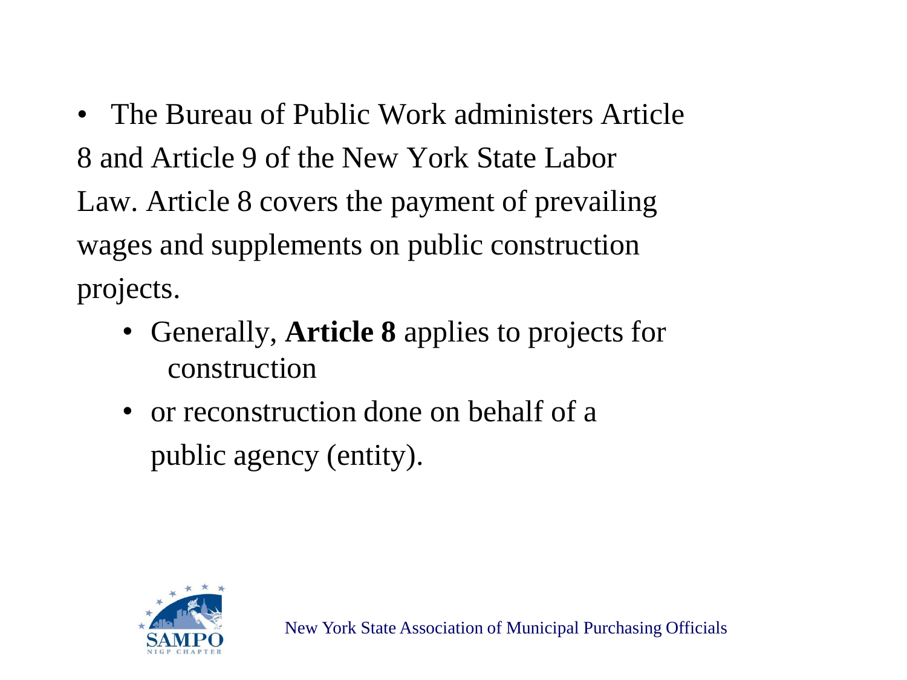- The Bureau of Public Work administers Article 8 and Article 9 of the New York State Labor Law. Article 8 covers the payment of prevailing wages and supplements on public construction projects.
  - Generally, **Article 8** applies to projects for construction
  - or reconstruction done on behalf of a public agency (entity).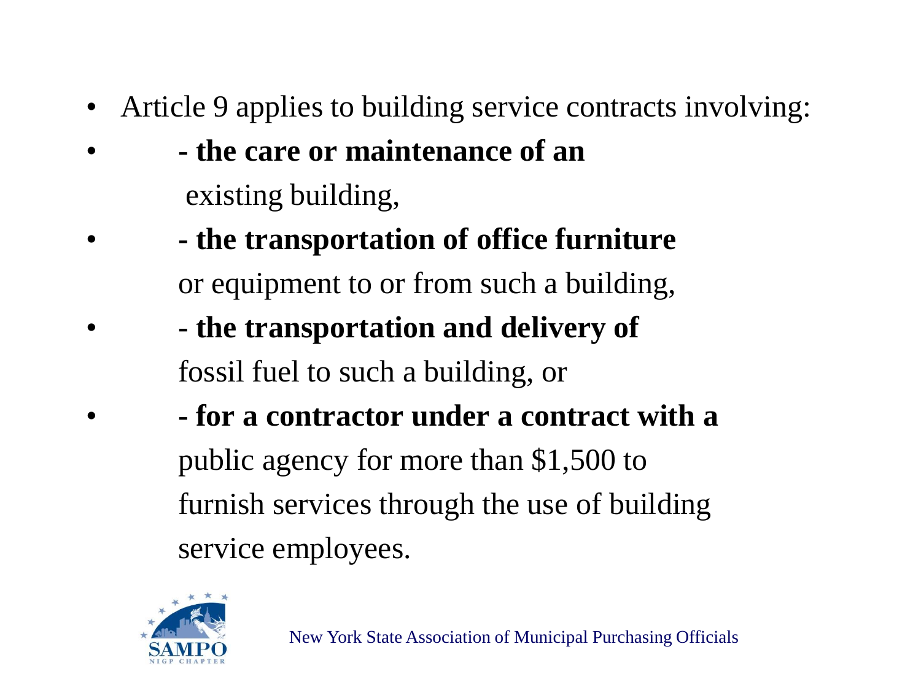- Article 9 applies to building service contracts involving:
- **- the care or maintenance of an** existing building,
- **- the transportation of office furniture** or equipment to or from such a building,
- **- the transportation and delivery of** fossil fuel to such a building, or
- **- for a contractor under a contract with a** public agency for more than $1,500 to furnish services through the use of building service employees.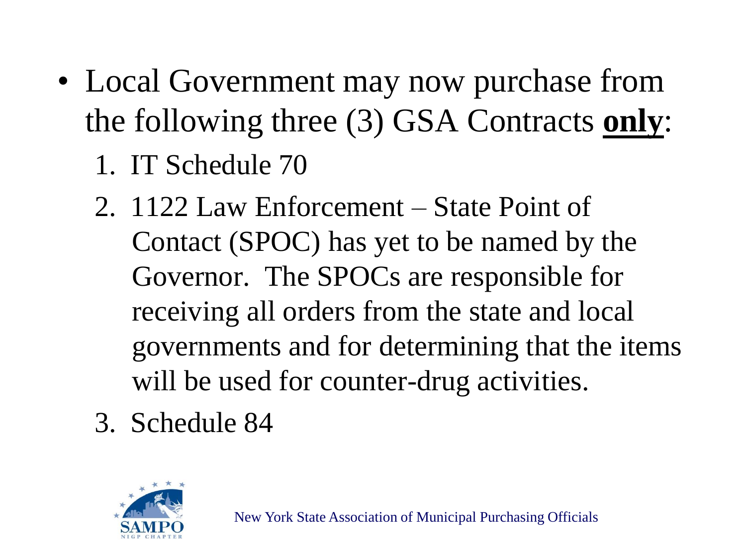- Local Government may now purchase from the following three (3) GSA Contracts **only**:
  1. IT Schedule 70
  2. 1122 Law Enforcement – State Point of Contact (SPOC) has yet to be named by the Governor. The SPOCs are responsible for receiving all orders from the state and local governments and for determining that the items will be used for counter-drug activities.
  3. Schedule 84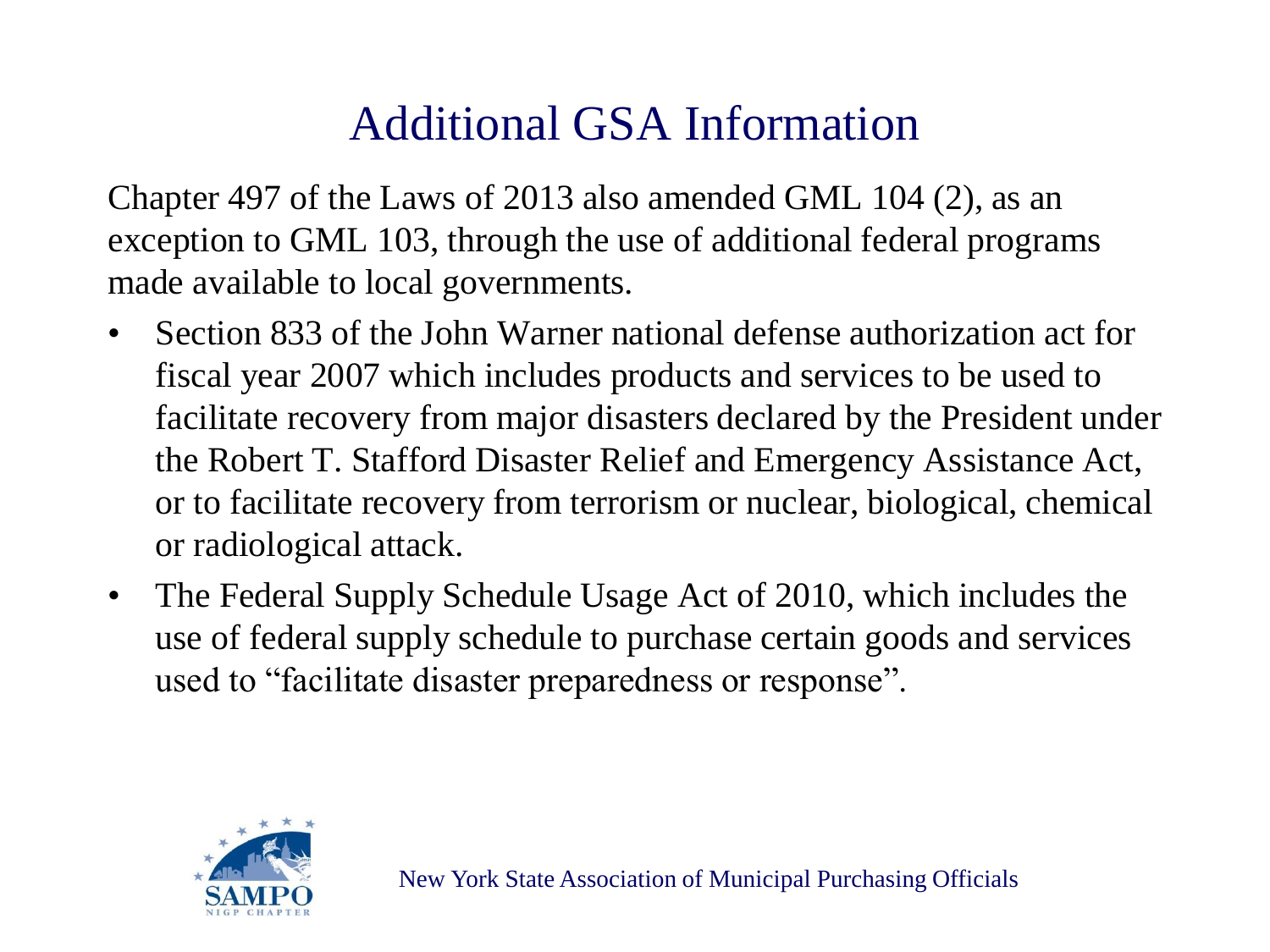# Additional GSA Information

Chapter 497 of the Laws of 2013 also amended GML 104 (2), as an exception to GML 103, through the use of additional federal programs made available to local governments.

- Section 833 of the John Warner national defense authorization act for fiscal year 2007 which includes products and services to be used to facilitate recovery from major disasters declared by the President under the Robert T. Stafford Disaster Relief and Emergency Assistance Act, or to facilitate recovery from terrorism or nuclear, biological, chemical or radiological attack.
- The Federal Supply Schedule Usage Act of 2010, which includes the use of federal supply schedule to purchase certain goods and services used to "facilitate disaster preparedness or response".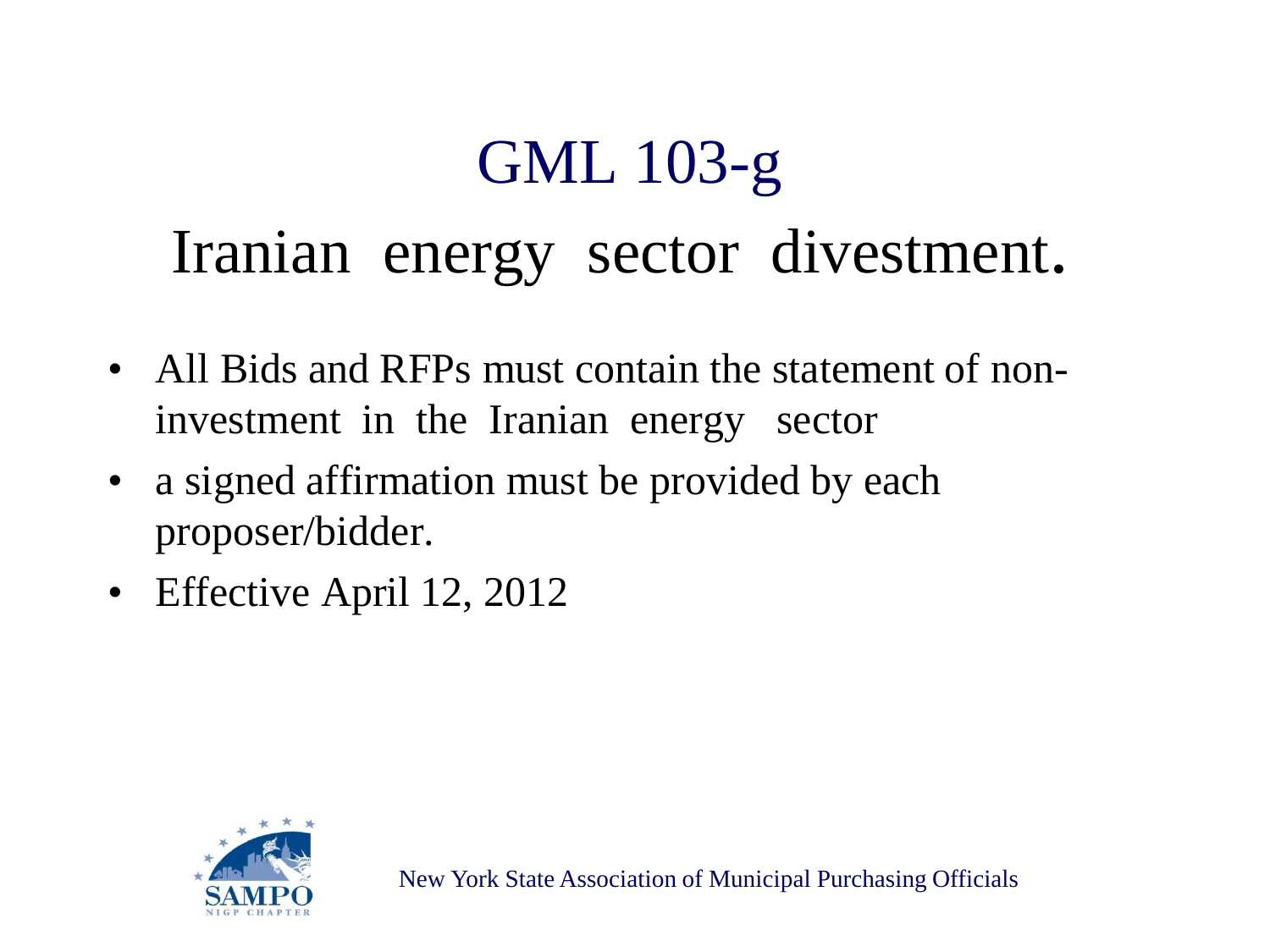# GML 103-g

## Iranian energy sector divestment.

- All Bids and RFPs must contain the statement of non-investment in the Iranian energy sector
- a signed affirmation must be provided by each proposer/bidder.
- Effective April 12, 2012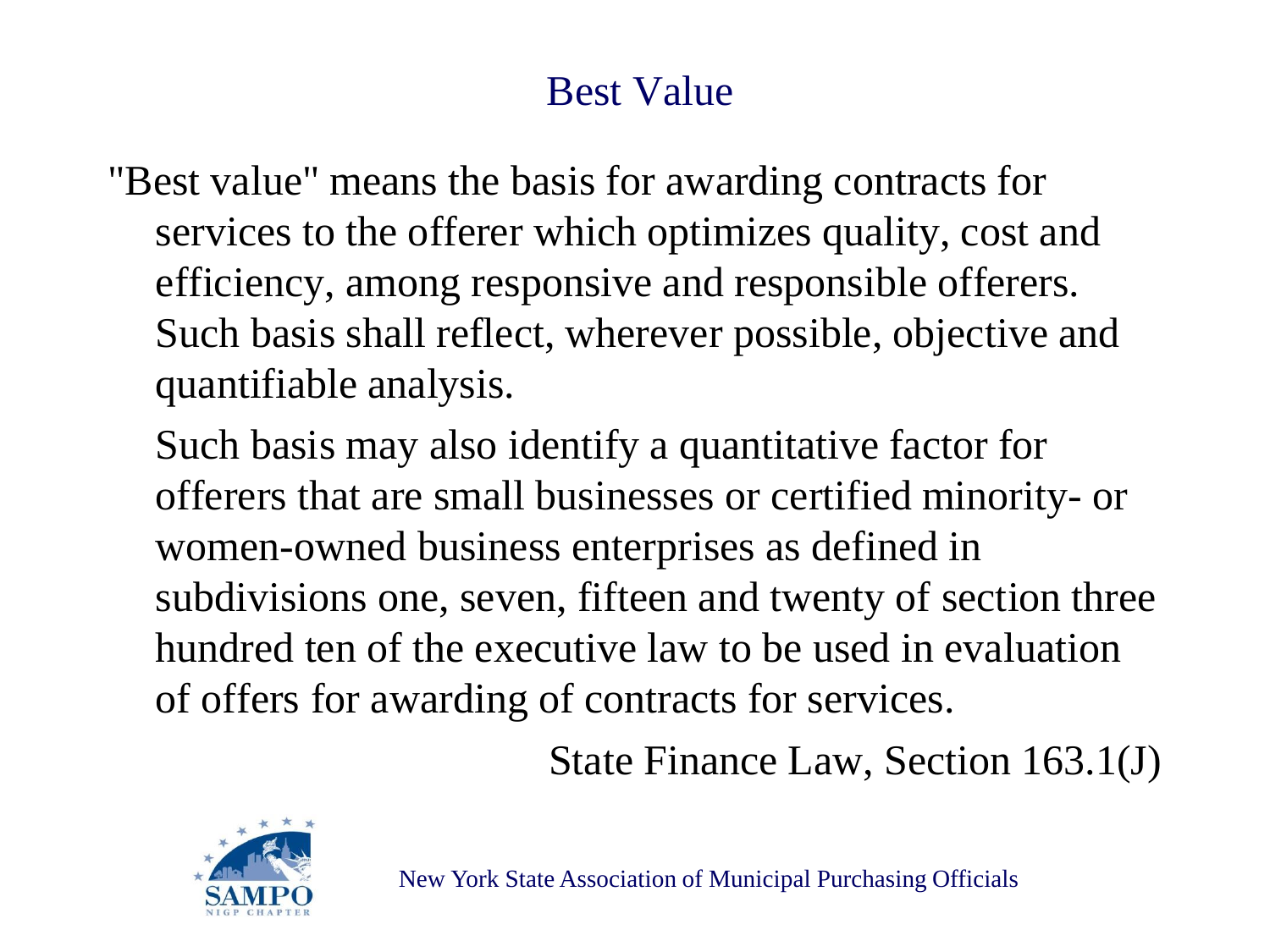# Best Value

"Best value" means the basis for awarding contracts for services to the offerer which optimizes quality, cost and efficiency, among responsive and responsible offerers. Such basis shall reflect, wherever possible, objective and quantifiable analysis.

Such basis may also identify a quantitative factor for offerers that are small businesses or certified minority- or women-owned business enterprises as defined in subdivisions one, seven, fifteen and twenty of section three hundred ten of the executive law to be used in evaluation of offers for awarding of contracts for services.

State Finance Law, Section 163.1(J)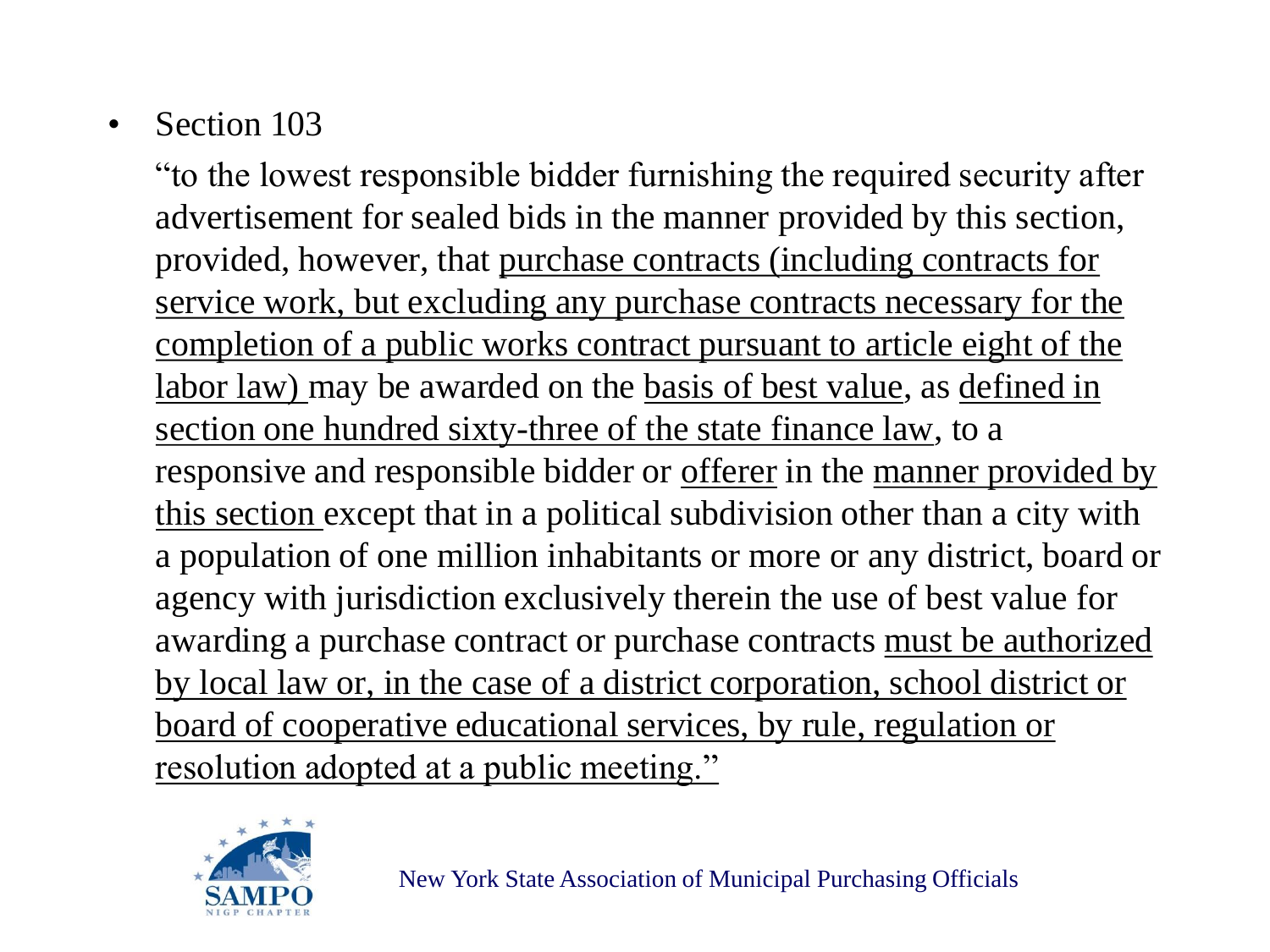- Section 103

  "to the lowest responsible bidder furnishing the required security after advertisement for sealed bids in the manner provided by this section, provided, however, that purchase contracts (including contracts for service work, but excluding any purchase contracts necessary for the completion of a public works contract pursuant to article eight of the labor law) may be awarded on the basis of best value, as defined in section one hundred sixty-three of the state finance law, to a responsive and responsible bidder or offerer in the manner provided by this section except that in a political subdivision other than a city with a population of one million inhabitants or more or any district, board or agency with jurisdiction exclusively therein the use of best value for awarding a purchase contract or purchase contracts must be authorized by local law or, in the case of a district corporation, school district or board of cooperative educational services, by rule, regulation or resolution adopted at a public meeting."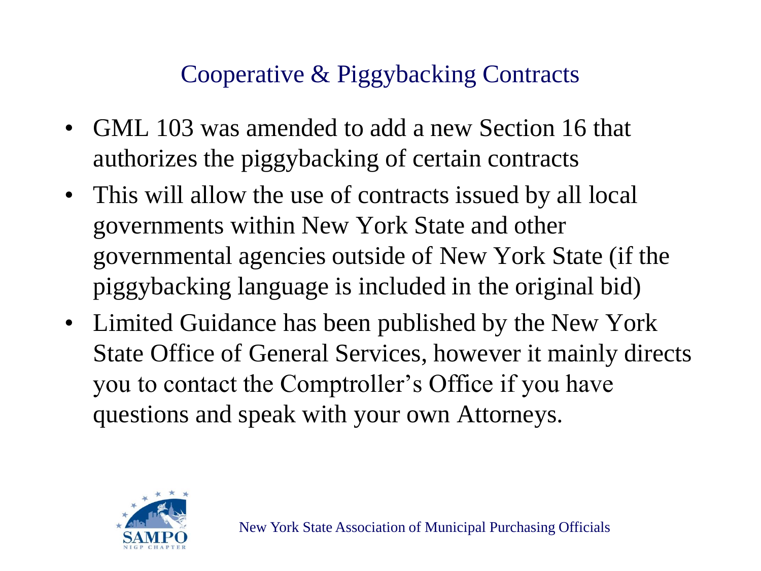# Cooperative & Piggybacking Contracts

- GML 103 was amended to add a new Section 16 that authorizes the piggybacking of certain contracts
- This will allow the use of contracts issued by all local governments within New York State and other governmental agencies outside of New York State (if the piggybacking language is included in the original bid)
- Limited Guidance has been published by the New York State Office of General Services, however it mainly directs you to contact the Comptroller's Office if you have questions and speak with your own Attorneys.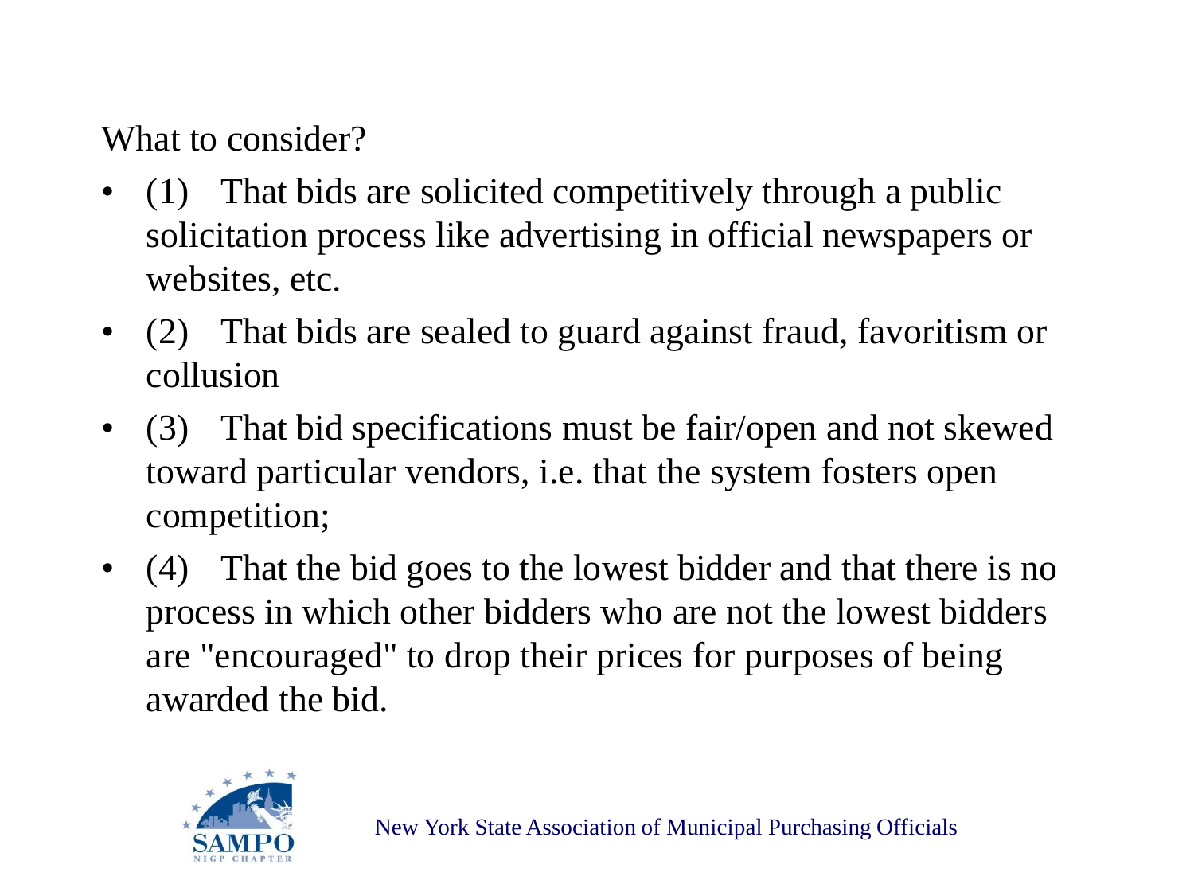What to consider?

- (1) That bids are solicited competitively through a public solicitation process like advertising in official newspapers or websites, etc.
- (2) That bids are sealed to guard against fraud, favoritism or collusion
- (3) That bid specifications must be fair/open and not skewed toward particular vendors, i.e. that the system fosters open competition;
- (4) That the bid goes to the lowest bidder and that there is no process in which other bidders who are not the lowest bidders are "encouraged" to drop their prices for purposes of being awarded the bid.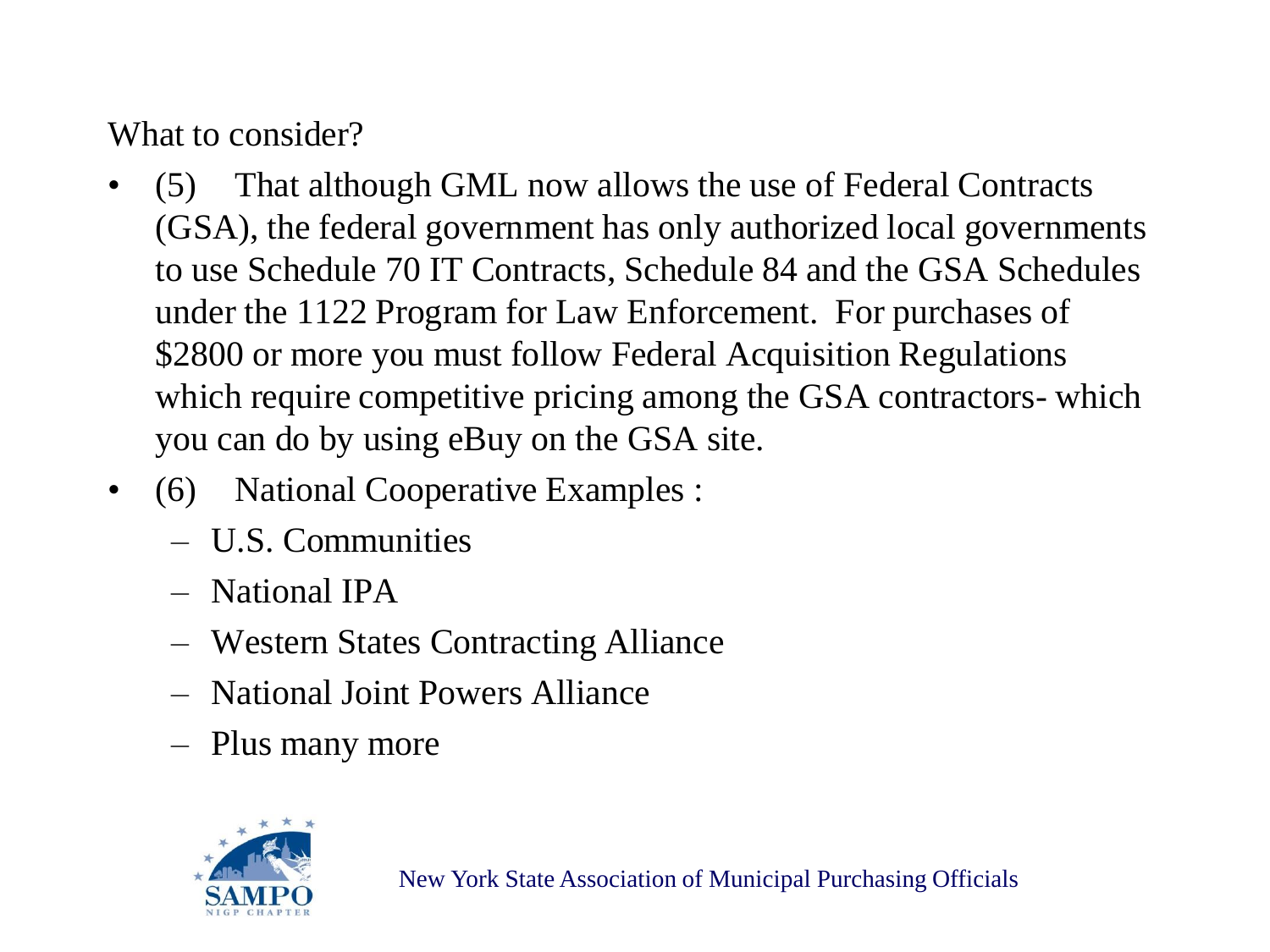What to consider?

- (5) That although GML now allows the use of Federal Contracts (GSA), the federal government has only authorized local governments to use Schedule 70 IT Contracts, Schedule 84 and the GSA Schedules under the 1122 Program for Law Enforcement. For purchases of $2800 or more you must follow Federal Acquisition Regulations which require competitive pricing among the GSA contractors- which you can do by using eBuy on the GSA site.
- (6) National Cooperative Examples :
  - U.S. Communities
  - National IPA
  - Western States Contracting Alliance
  - National Joint Powers Alliance
  - Plus many more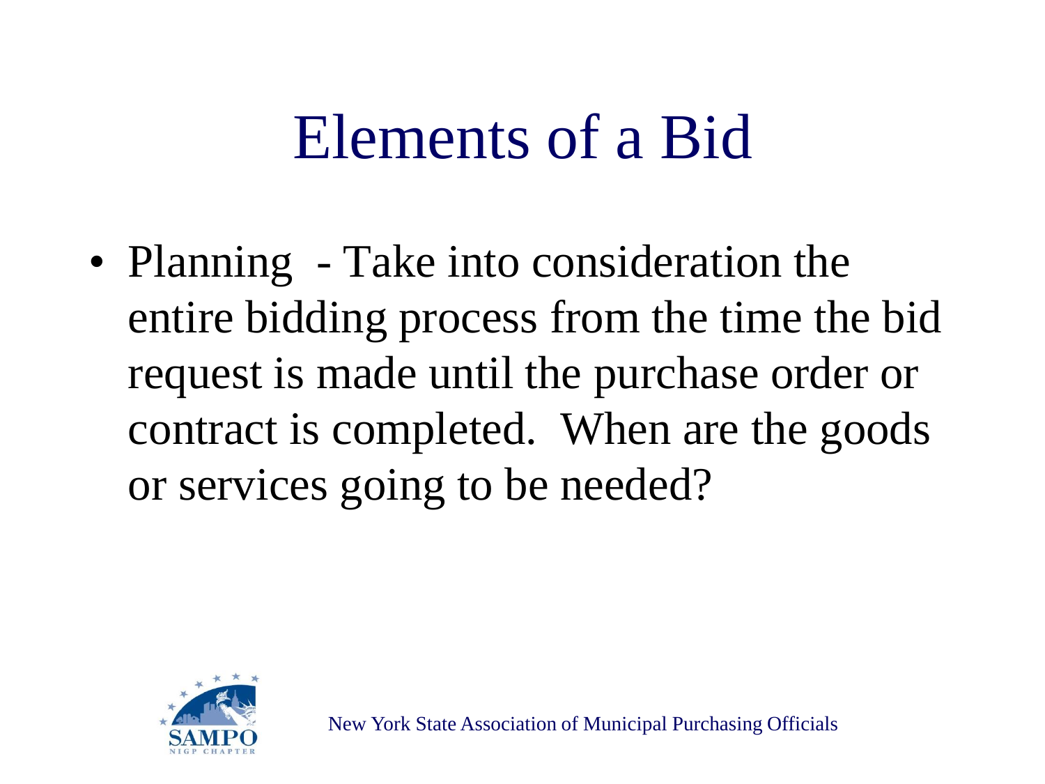# Elements of a Bid

- Planning - Take into consideration the entire bidding process from the time the bid request is made until the purchase order or contract is completed. When are the goods or services going to be needed?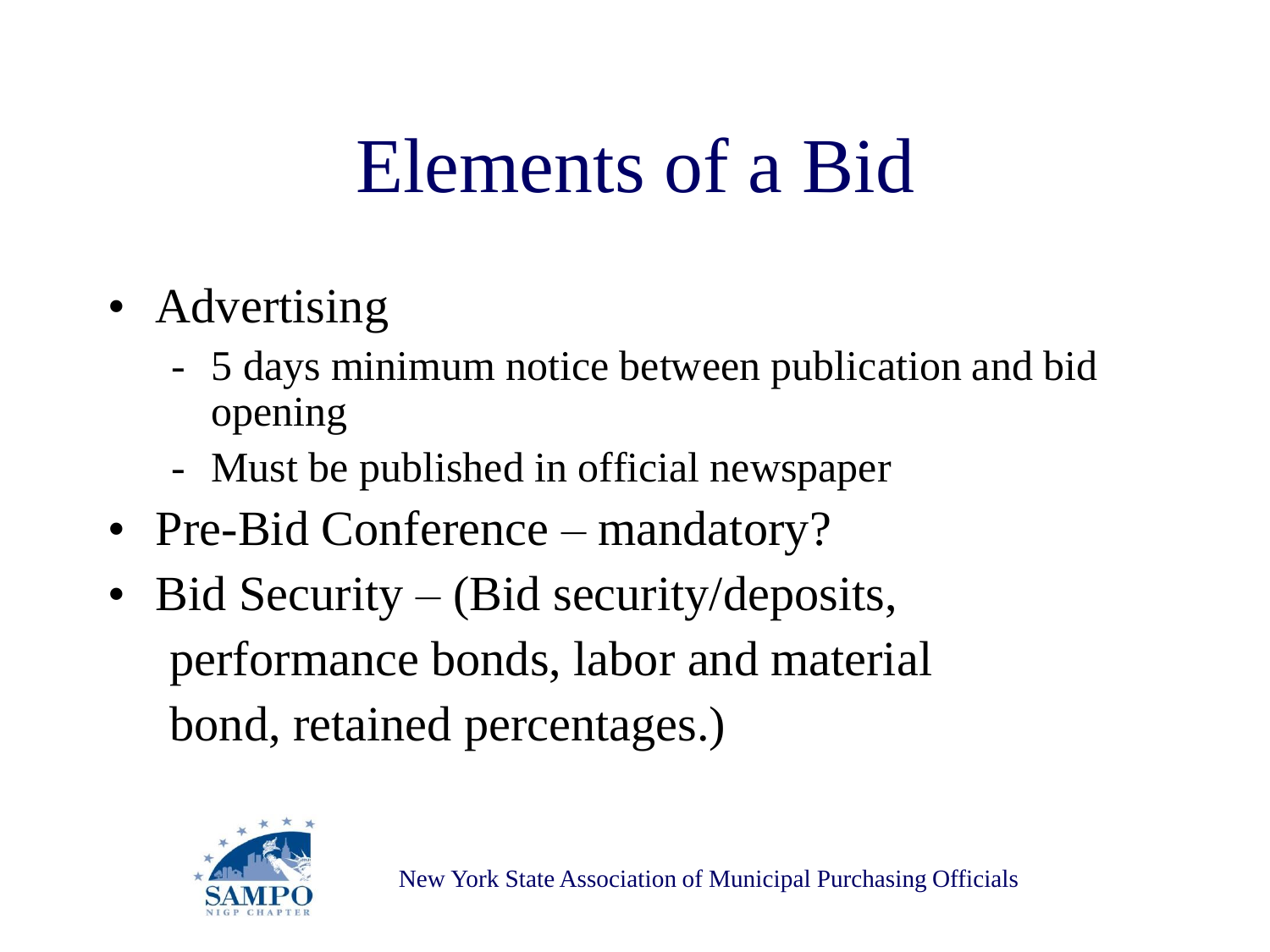# Elements of a Bid

- Advertising
  - 5 days minimum notice between publication and bid opening
  - Must be published in official newspaper
- Pre-Bid Conference – mandatory?
- Bid Security – (Bid security/deposits, performance bonds, labor and material bond, retained percentages.)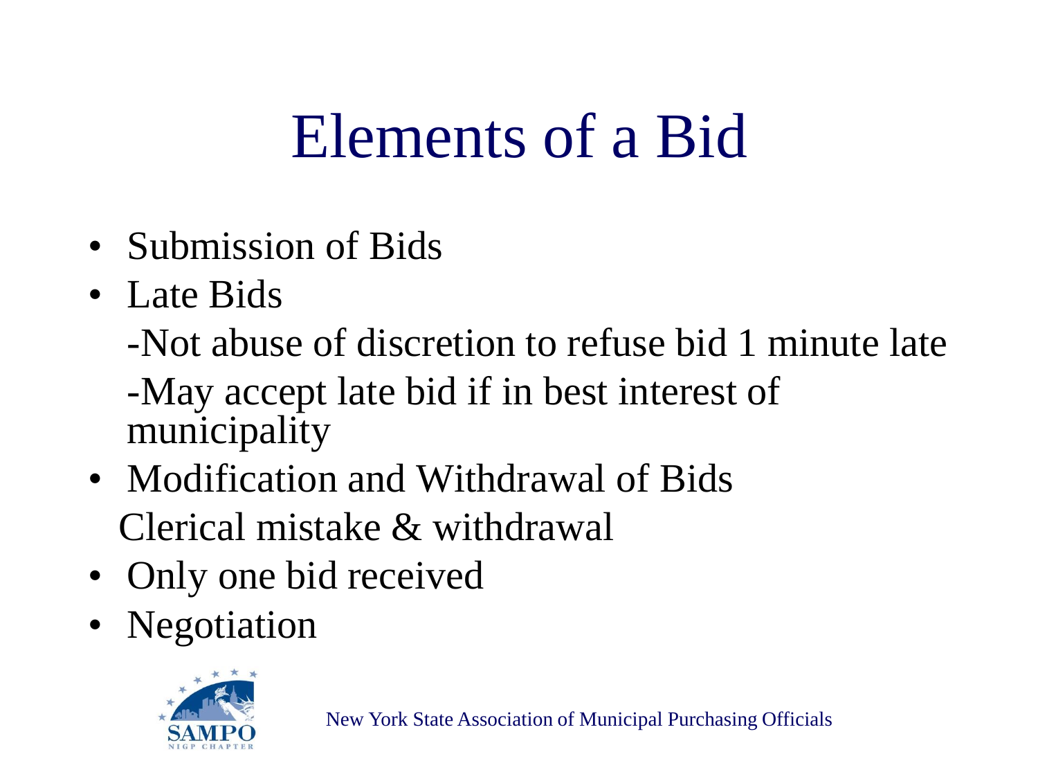# Elements of a Bid

- Submission of Bids
- Late Bids
  - -Not abuse of discretion to refuse bid 1 minute late
  - -May accept late bid if in best interest of municipality
- Modification and Withdrawal of Bids
  Clerical mistake & withdrawal
- Only one bid received
- Negotiation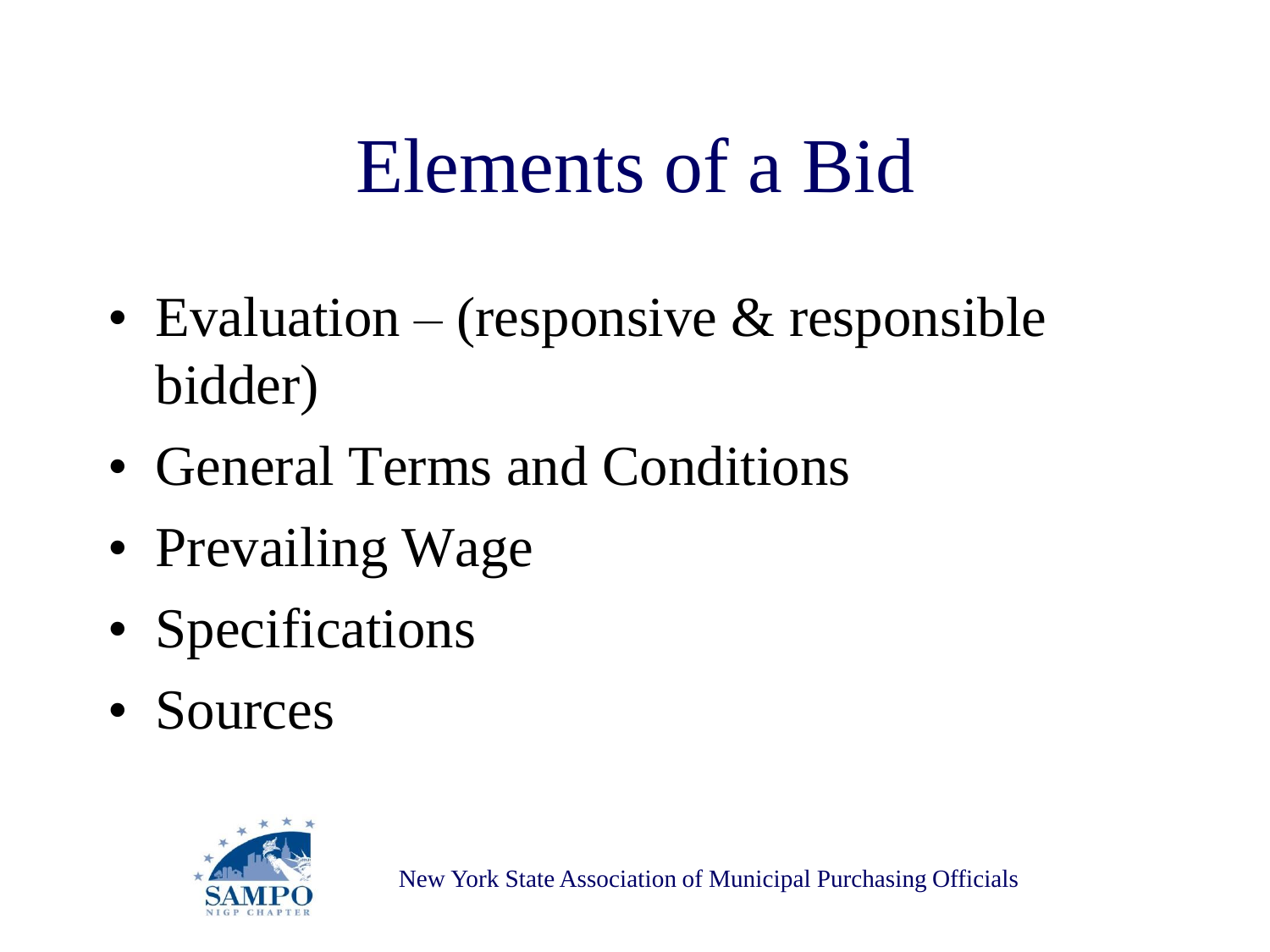# Elements of a Bid

- Evaluation – (responsive & responsible bidder)
- General Terms and Conditions
- Prevailing Wage
- Specifications
- Sources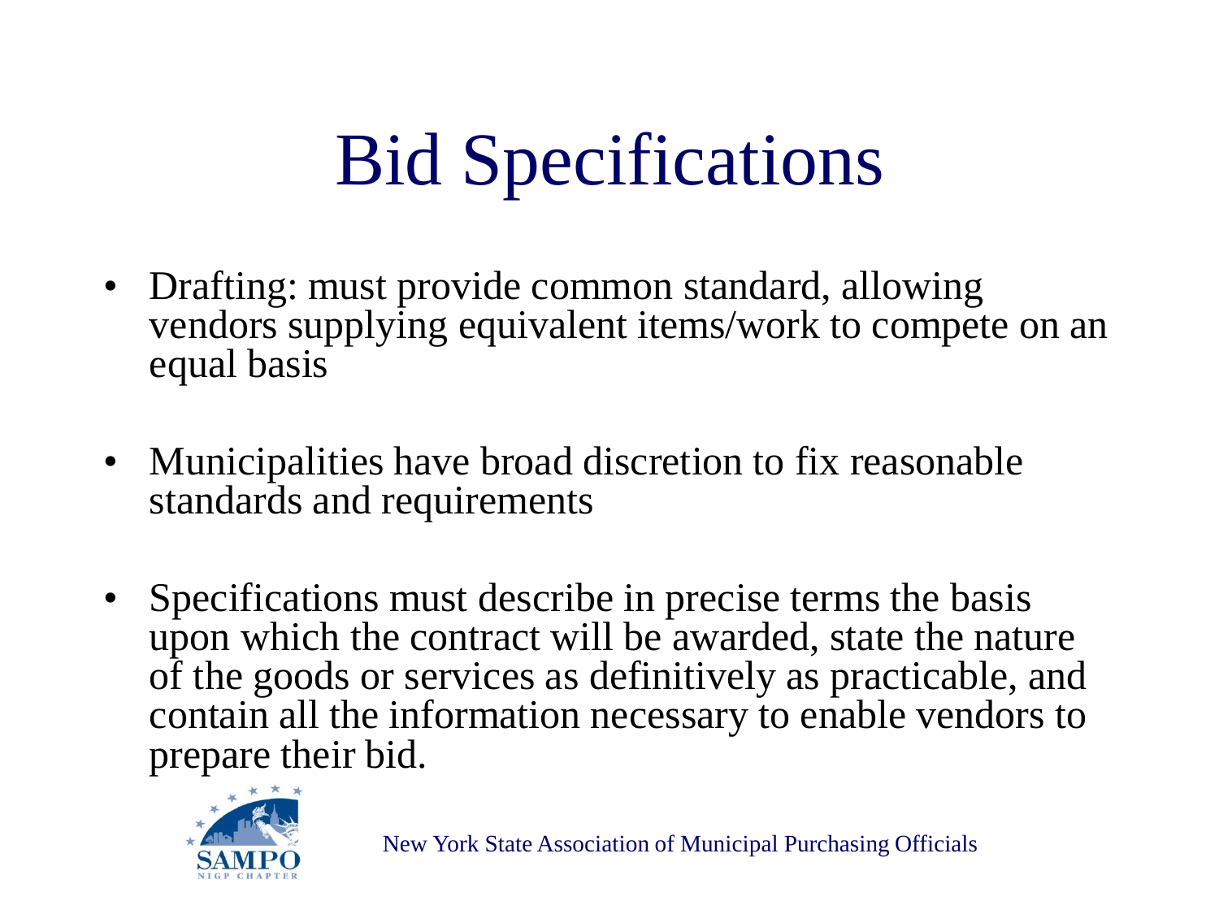# Bid Specifications

- Drafting: must provide common standard, allowing vendors supplying equivalent items/work to compete on an equal basis
- Municipalities have broad discretion to fix reasonable standards and requirements
- Specifications must describe in precise terms the basis upon which the contract will be awarded, state the nature of the goods or services as definitively as practicable, and contain all the information necessary to enable vendors to prepare their bid.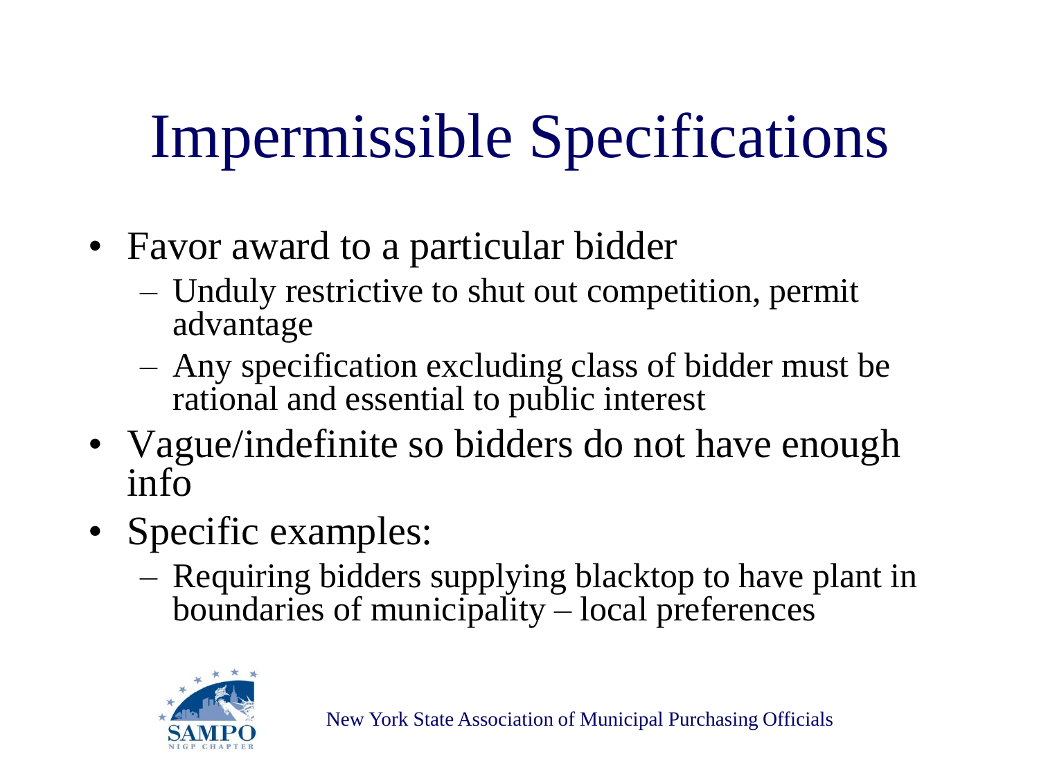# Impermissible Specifications

- Favor award to a particular bidder
  - Unduly restrictive to shut out competition, permit advantage
  - Any specification excluding class of bidder must be rational and essential to public interest
- Vague/indefinite so bidders do not have enough info
- Specific examples:
  - Requiring bidders supplying blacktop to have plant in boundaries of municipality – local preferences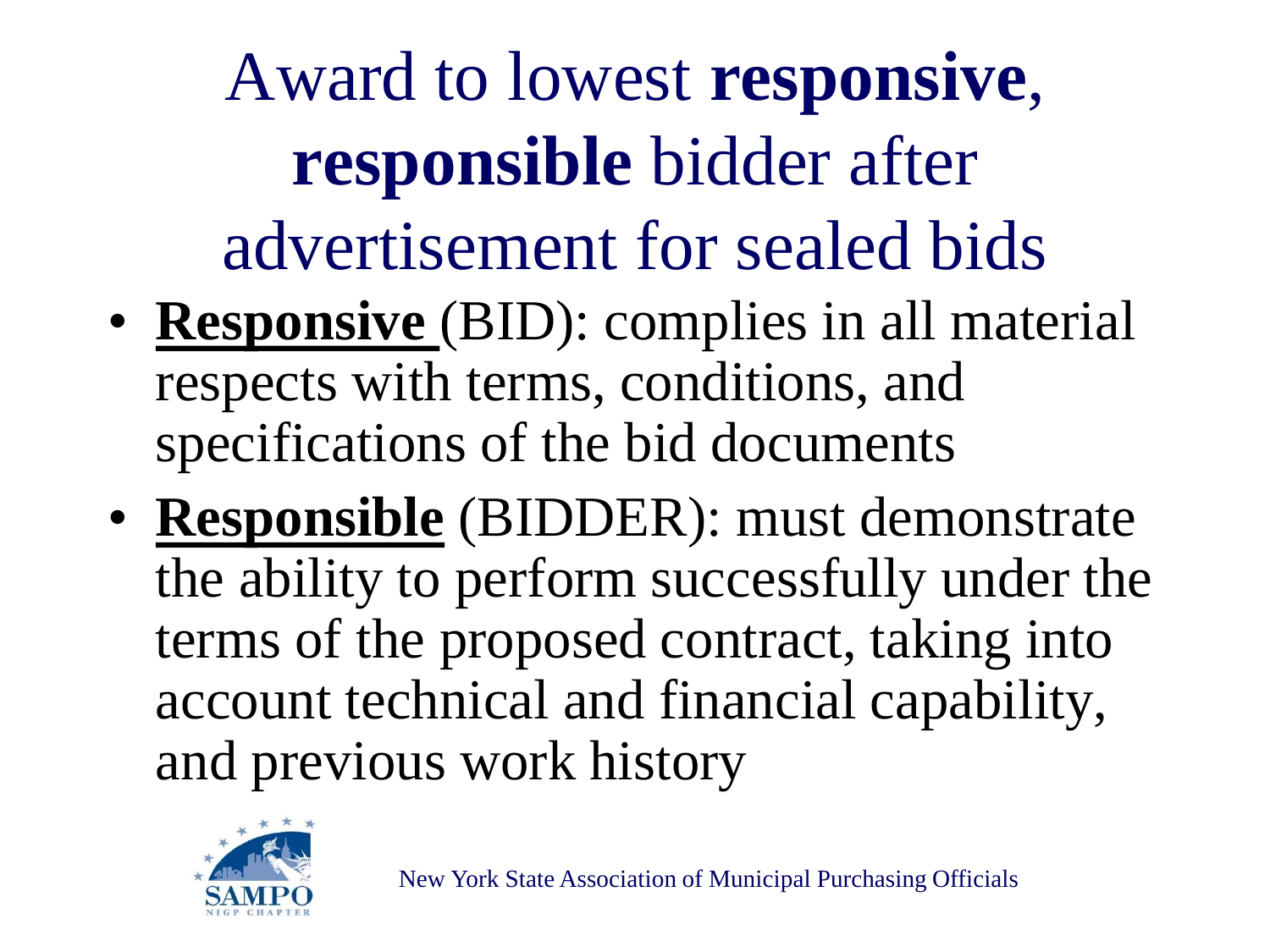# Award to lowest **responsive**, **responsible** bidder after advertisement for sealed bids

- **Responsive** (BID): complies in all material respects with terms, conditions, and specifications of the bid documents
- **Responsible** (BIDDER): must demonstrate the ability to perform successfully under the terms of the proposed contract, taking into account technical and financial capability, and previous work history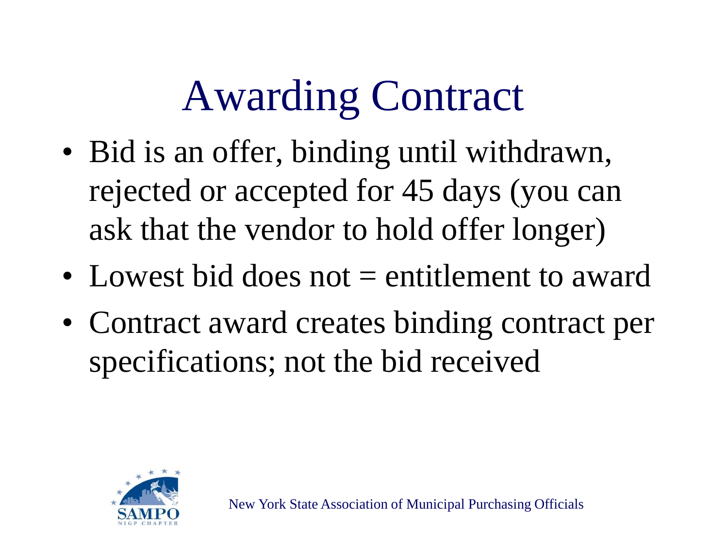# Awarding Contract

- Bid is an offer, binding until withdrawn, rejected or accepted for 45 days (you can ask that the vendor to hold offer longer)
- Lowest bid does not = entitlement to award
- Contract award creates binding contract per specifications; not the bid received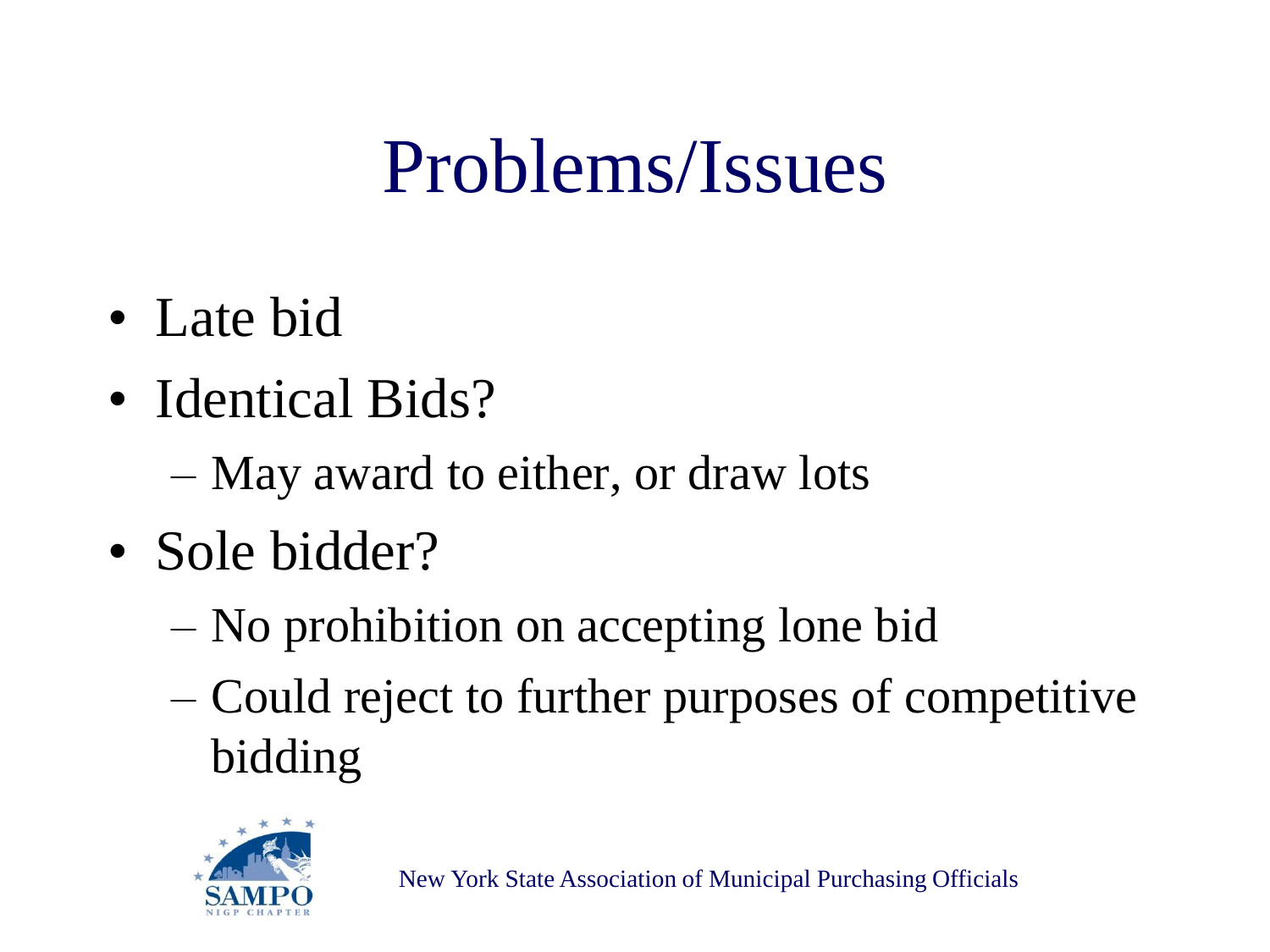# Problems/Issues

- Late bid
- Identical Bids?
  - May award to either, or draw lots
- Sole bidder?
  - No prohibition on accepting lone bid
  - Could reject to further purposes of competitive bidding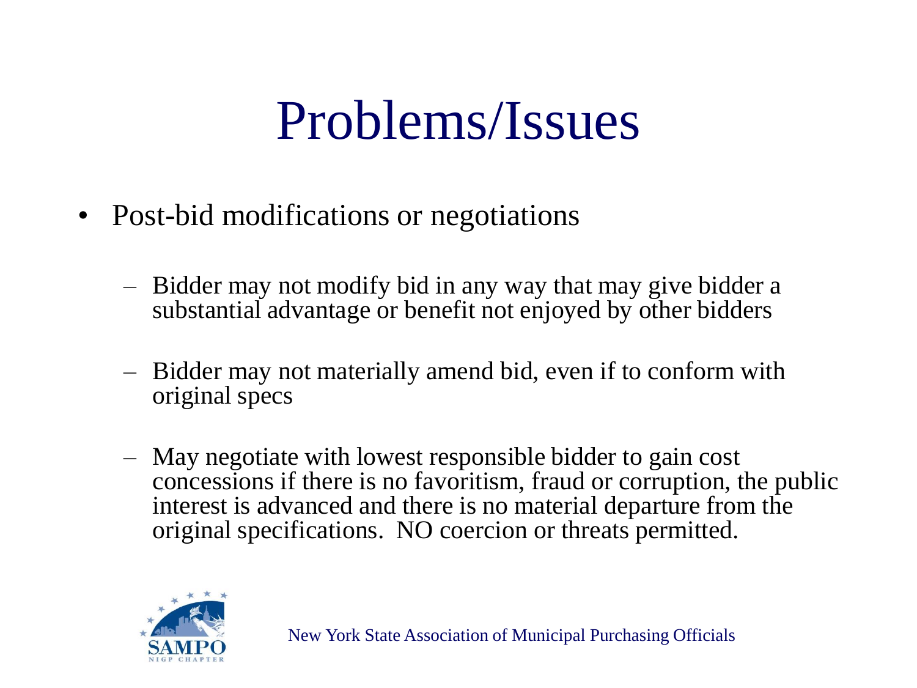# Problems/Issues

- Post-bid modifications or negotiations
  - Bidder may not modify bid in any way that may give bidder a substantial advantage or benefit not enjoyed by other bidders
  - Bidder may not materially amend bid, even if to conform with original specs
  - May negotiate with lowest responsible bidder to gain cost concessions if there is no favoritism, fraud or corruption, the public interest is advanced and there is no material departure from the original specifications. NO coercion or threats permitted.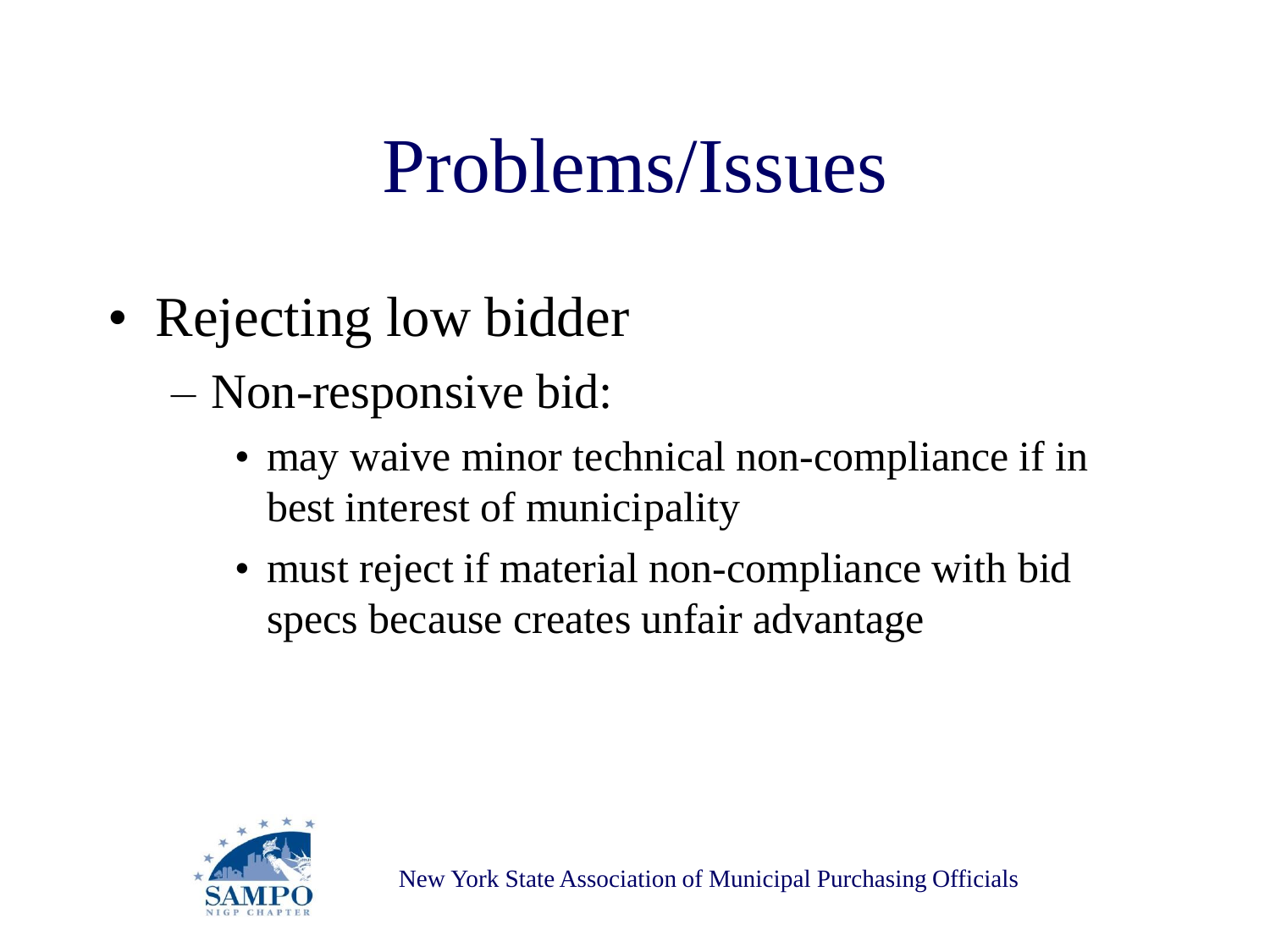# Problems/Issues

- Rejecting low bidder
  - Non-responsive bid:
    - may waive minor technical non-compliance if in best interest of municipality
    - must reject if material non-compliance with bid specs because creates unfair advantage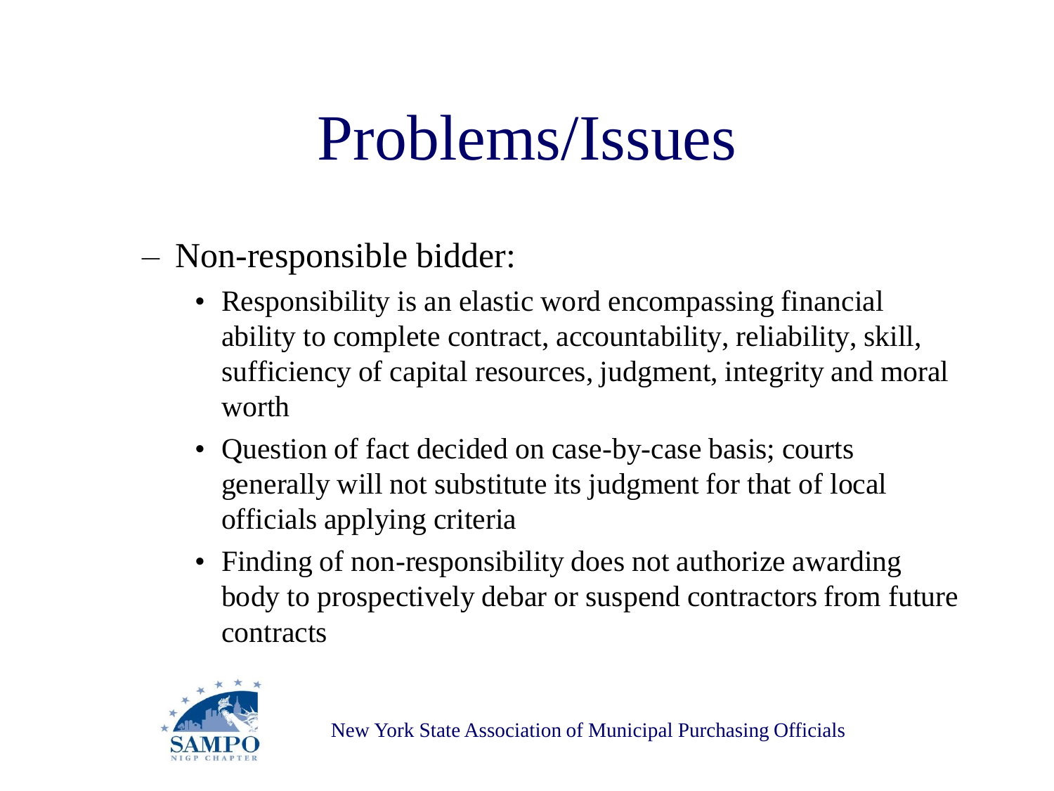# Problems/Issues

- Non-responsible bidder:
  - Responsibility is an elastic word encompassing financial ability to complete contract, accountability, reliability, skill, sufficiency of capital resources, judgment, integrity and moral worth
  - Question of fact decided on case-by-case basis; courts generally will not substitute its judgment for that of local officials applying criteria
  - Finding of non-responsibility does not authorize awarding body to prospectively debar or suspend contractors from future contracts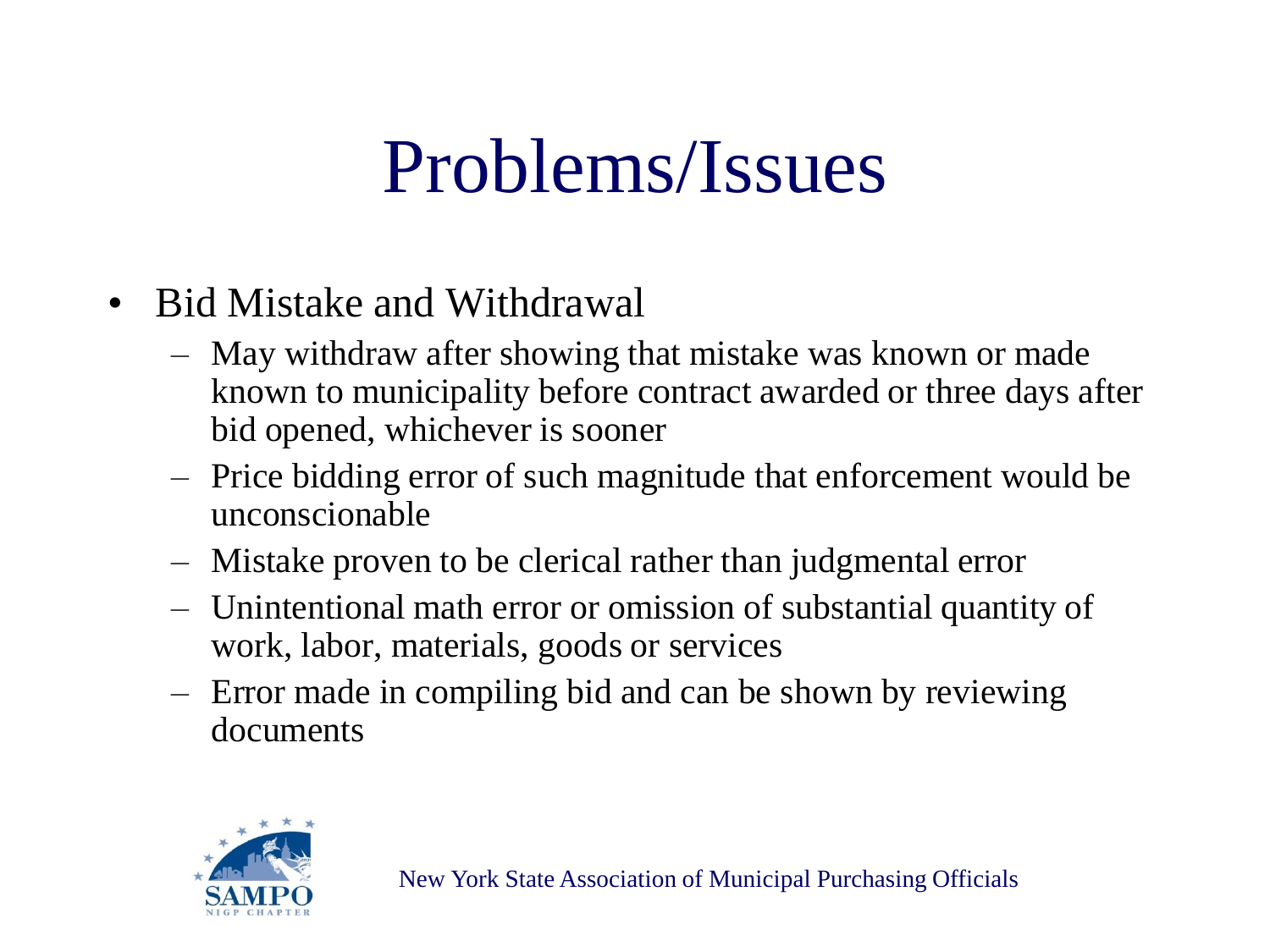# Problems/Issues

- Bid Mistake and Withdrawal
  - May withdraw after showing that mistake was known or made known to municipality before contract awarded or three days after bid opened, whichever is sooner
  - Price bidding error of such magnitude that enforcement would be unconscionable
  - Mistake proven to be clerical rather than judgmental error
  - Unintentional math error or omission of substantial quantity of work, labor, materials, goods or services
  - Error made in compiling bid and can be shown by reviewing documents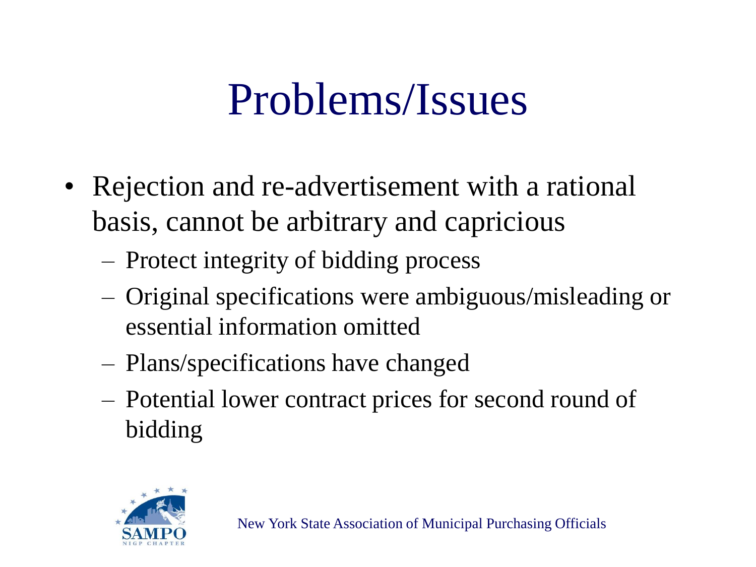# Problems/Issues

- Rejection and re-advertisement with a rational basis, cannot be arbitrary and capricious
  - Protect integrity of bidding process
  - Original specifications were ambiguous/misleading or essential information omitted
  - Plans/specifications have changed
  - Potential lower contract prices for second round of bidding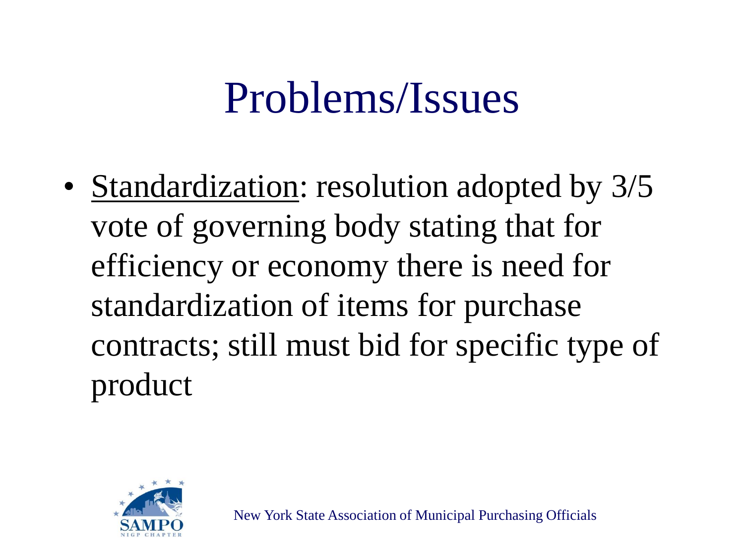# Problems/Issues

- Standardization: resolution adopted by 3/5 vote of governing body stating that for efficiency or economy there is need for standardization of items for purchase contracts; still must bid for specific type of product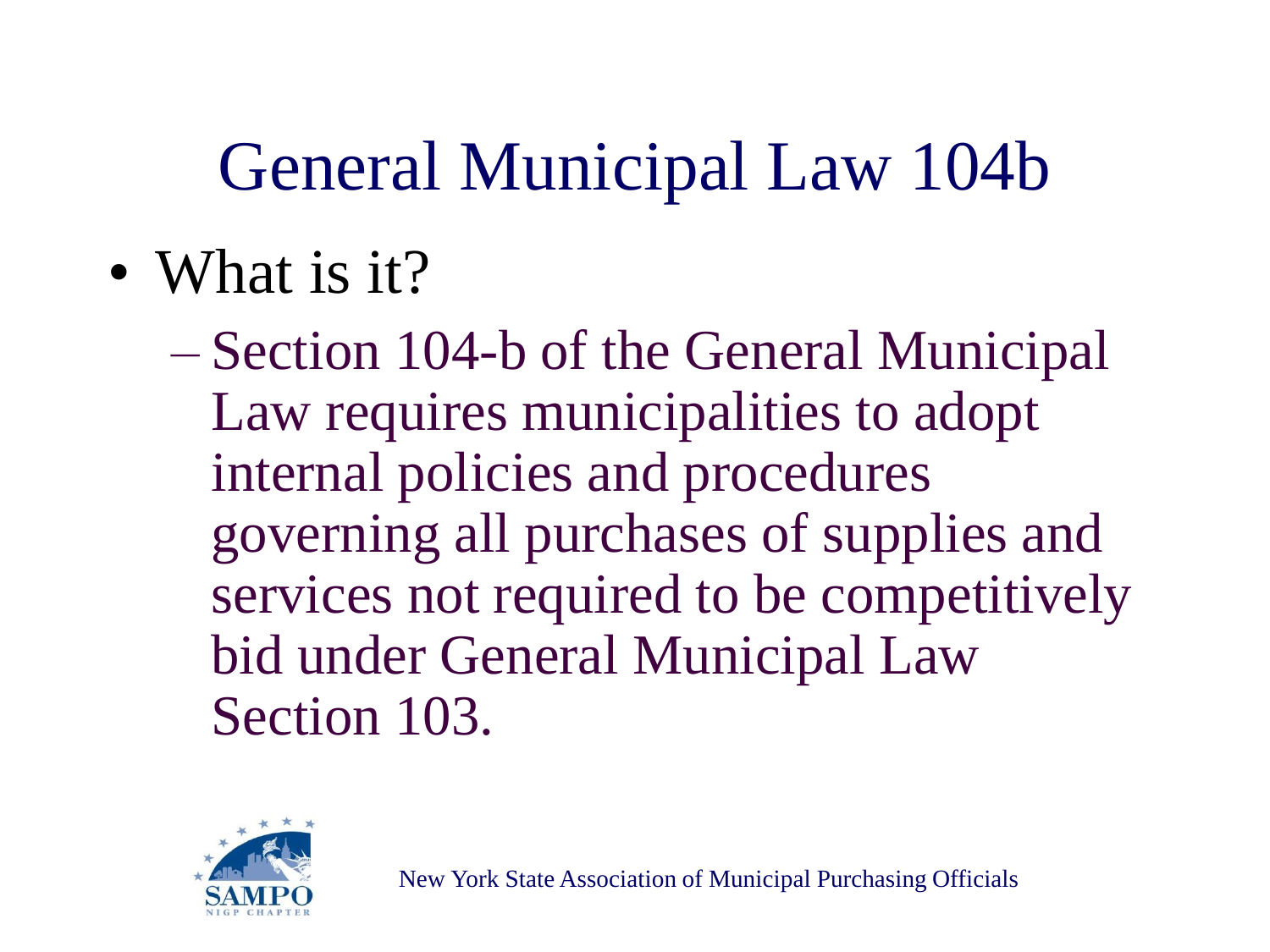# General Municipal Law 104b

- What is it?
  - Section 104-b of the General Municipal Law requires municipalities to adopt internal policies and procedures governing all purchases of supplies and services not required to be competitively bid under General Municipal Law Section 103.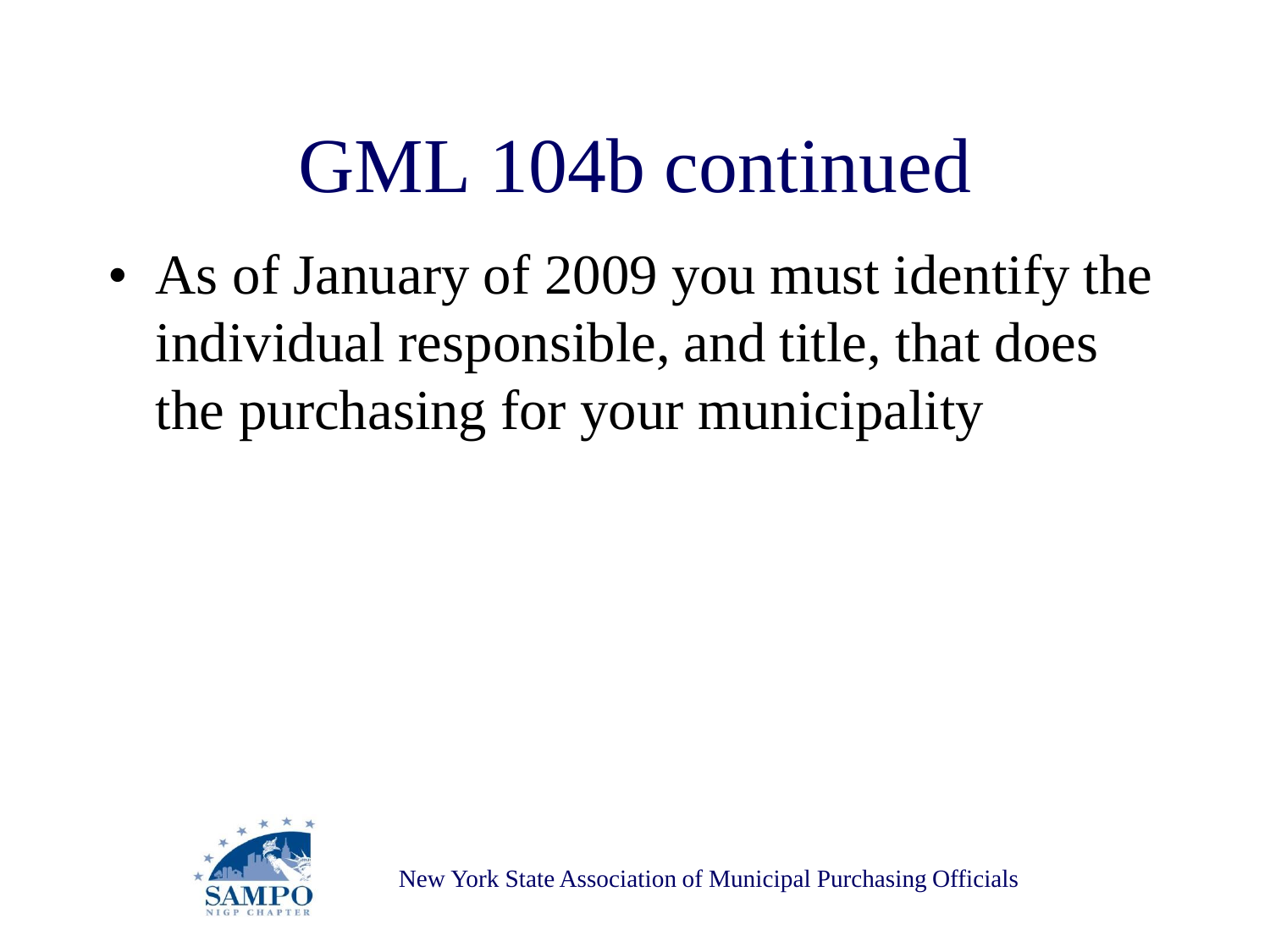# GML 104b continued

- As of January of 2009 you must identify the individual responsible, and title, that does the purchasing for your municipality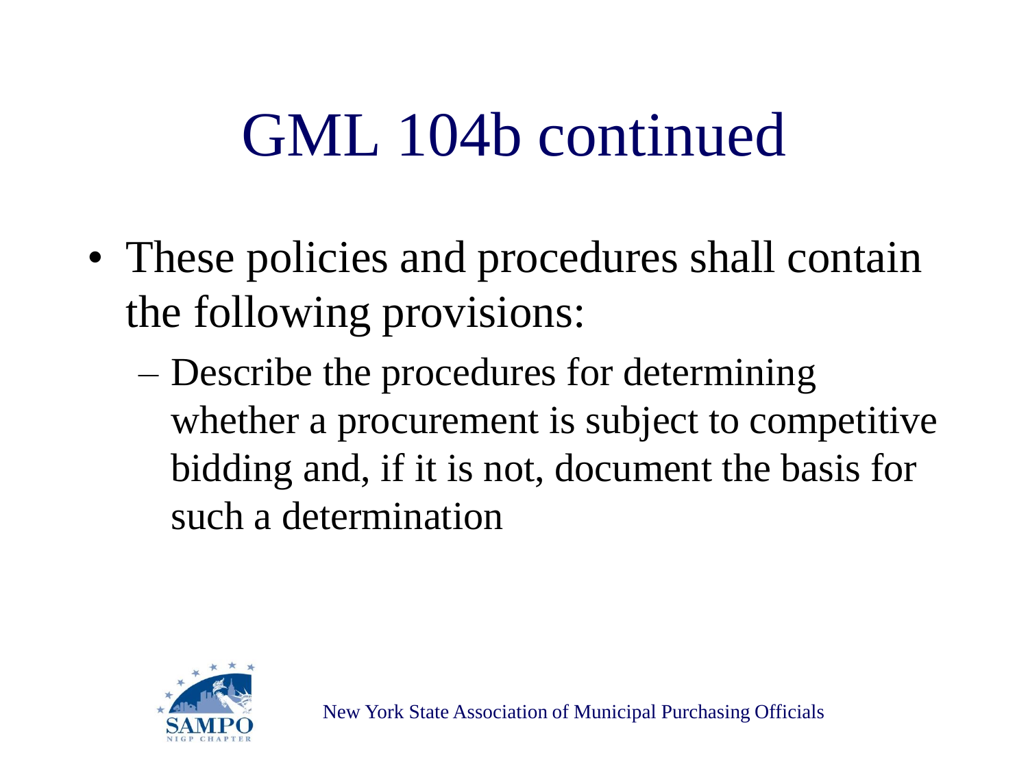# GML 104b continued

- These policies and procedures shall contain the following provisions:
  - Describe the procedures for determining whether a procurement is subject to competitive bidding and, if it is not, document the basis for such a determination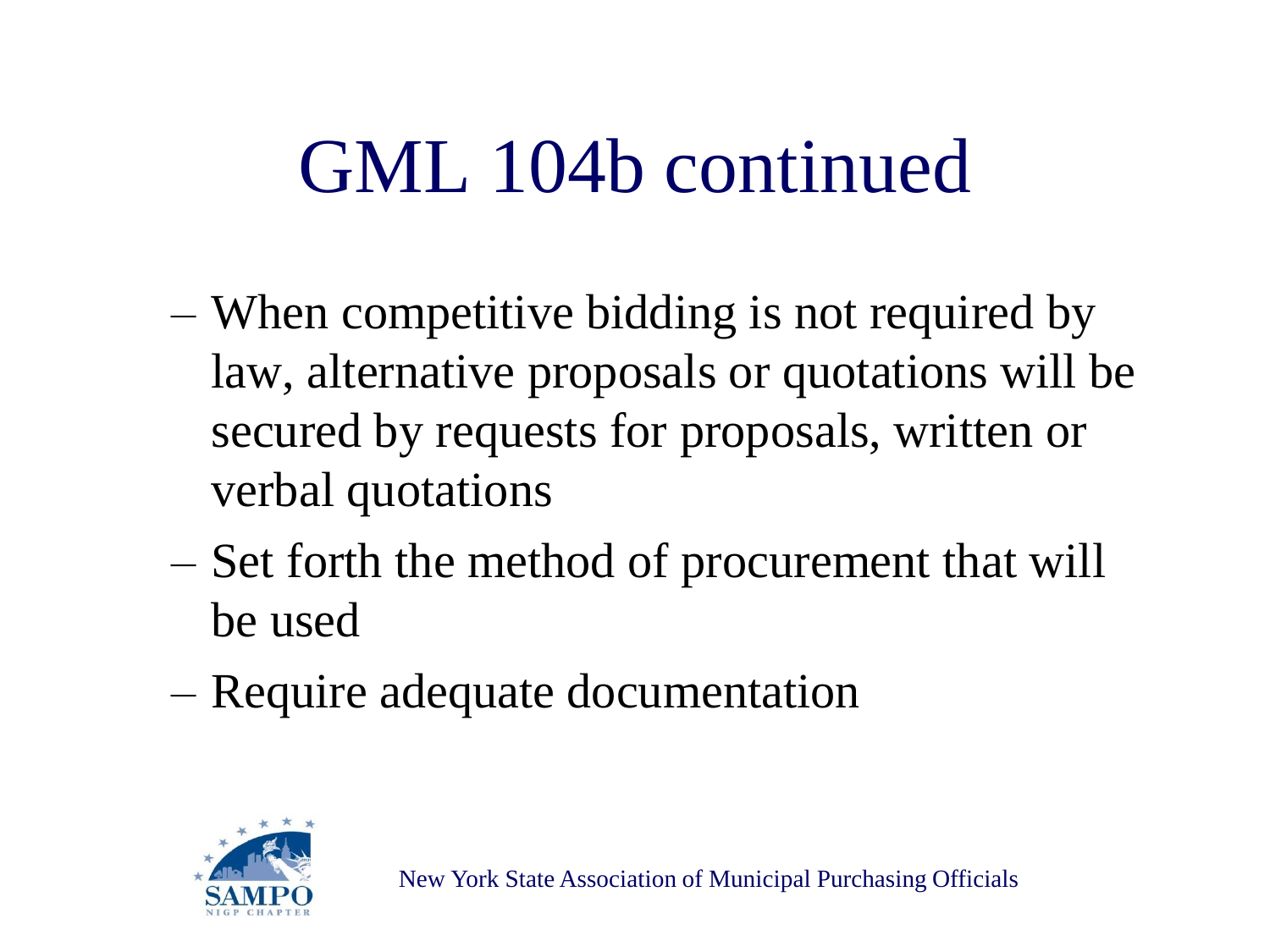# GML 104b continued

- When competitive bidding is not required by law, alternative proposals or quotations will be secured by requests for proposals, written or verbal quotations
- Set forth the method of procurement that will be used
- Require adequate documentation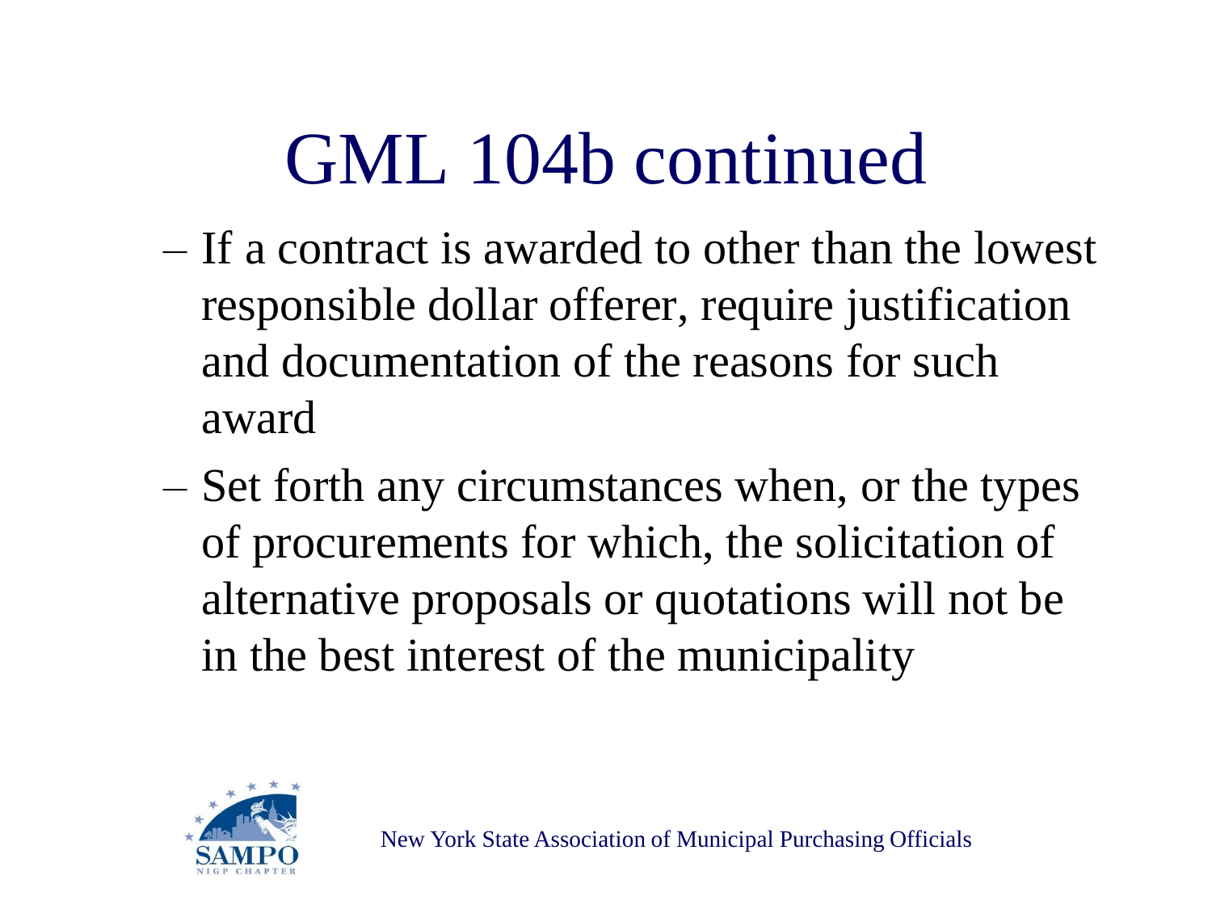# GML 104b continued

- If a contract is awarded to other than the lowest responsible dollar offerer, require justification and documentation of the reasons for such award
- Set forth any circumstances when, or the types of procurements for which, the solicitation of alternative proposals or quotations will not be in the best interest of the municipality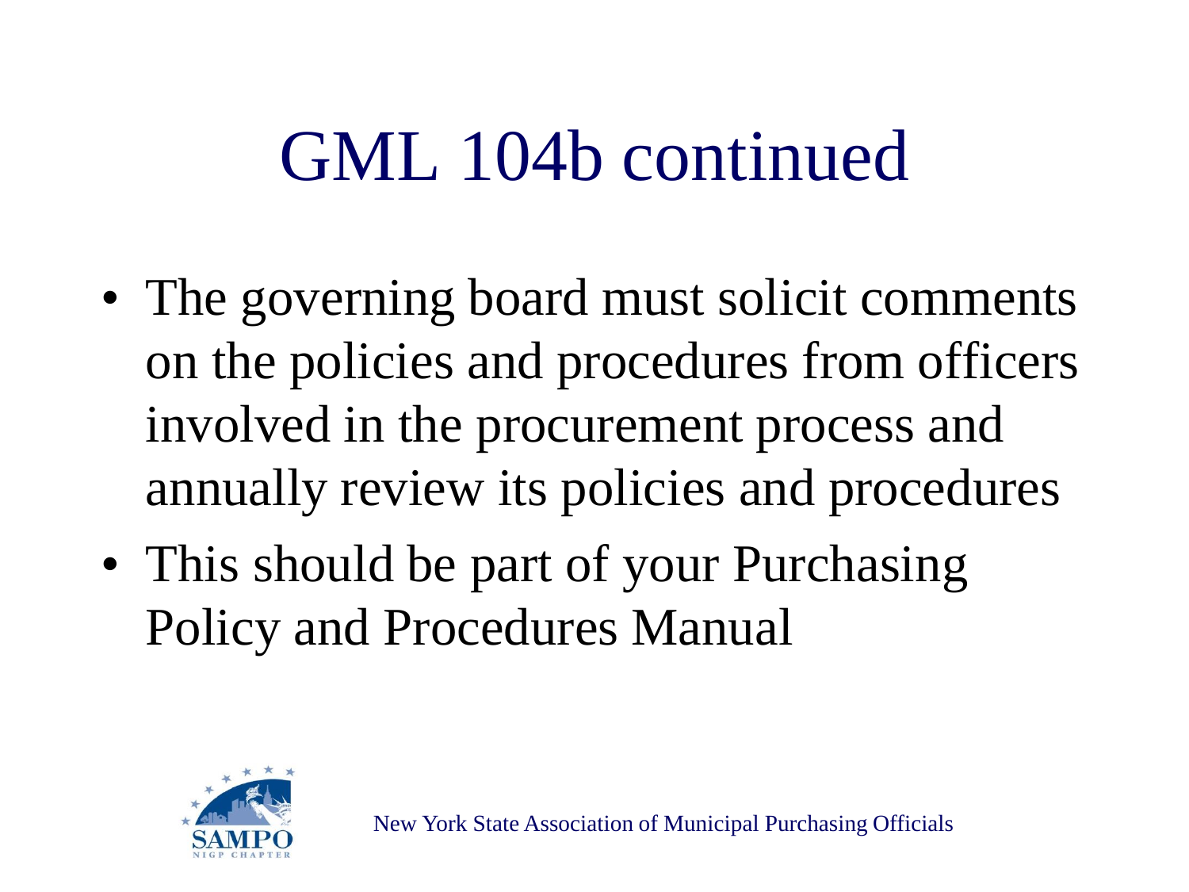# GML 104b continued

- The governing board must solicit comments on the policies and procedures from officers involved in the procurement process and annually review its policies and procedures
- This should be part of your Purchasing Policy and Procedures Manual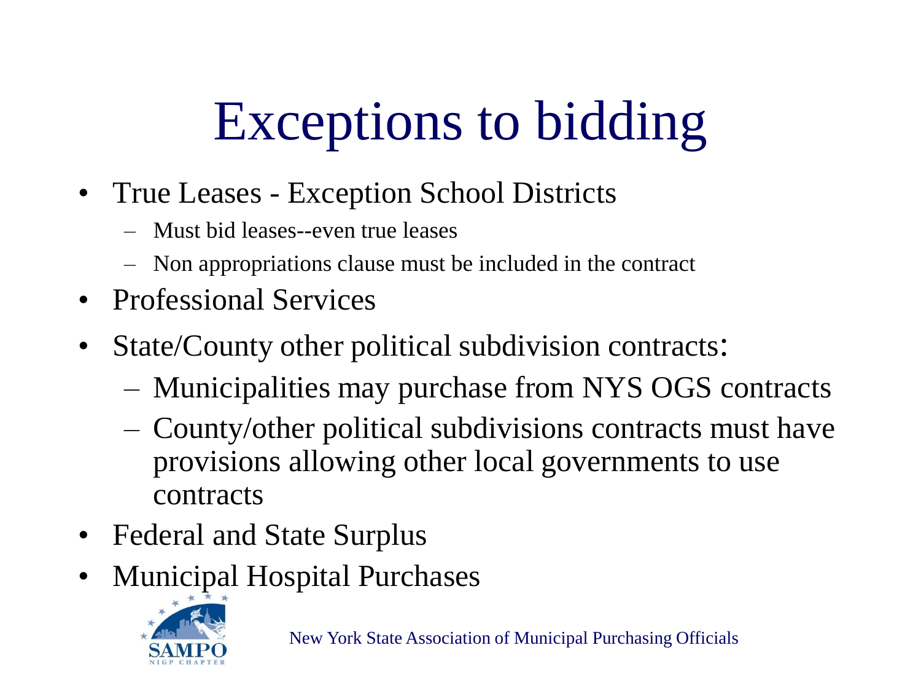# Exceptions to bidding

- True Leases - Exception School Districts
  - Must bid leases--even true leases
  - Non appropriations clause must be included in the contract
- Professional Services
- State/County other political subdivision contracts:
  - Municipalities may purchase from NYS OGS contracts
  - County/other political subdivisions contracts must have provisions allowing other local governments to use contracts
- Federal and State Surplus
- Municipal Hospital Purchases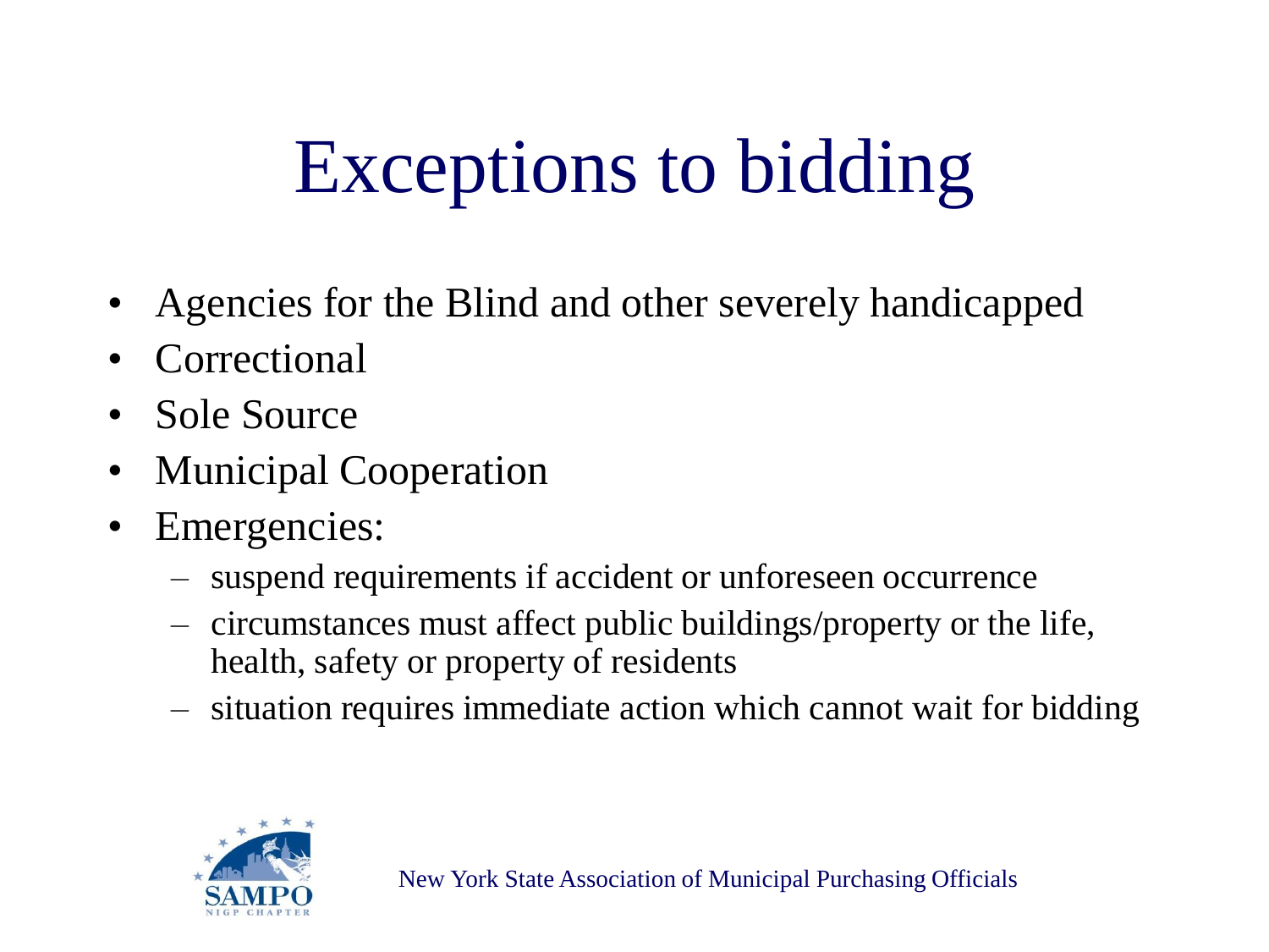# Exceptions to bidding

- Agencies for the Blind and other severely handicapped
- Correctional
- Sole Source
- Municipal Cooperation
- Emergencies:
  - suspend requirements if accident or unforeseen occurrence
  - circumstances must affect public buildings/property or the life, health, safety or property of residents
  - situation requires immediate action which cannot wait for bidding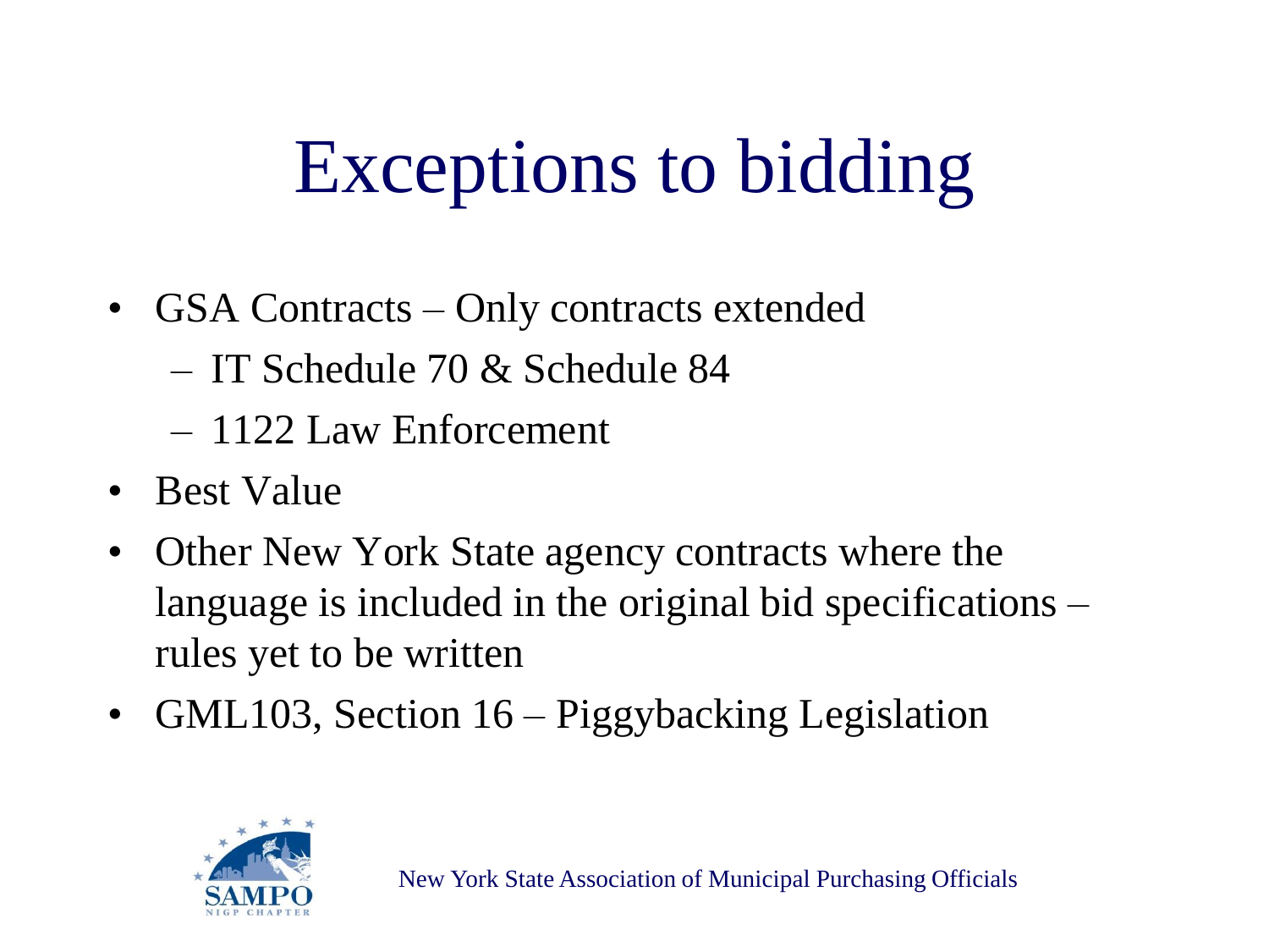# Exceptions to bidding

- GSA Contracts – Only contracts extended
  - IT Schedule 70 & Schedule 84
  - 1122 Law Enforcement
- Best Value
- Other New York State agency contracts where the language is included in the original bid specifications – rules yet to be written
- GML103, Section 16 – Piggybacking Legislation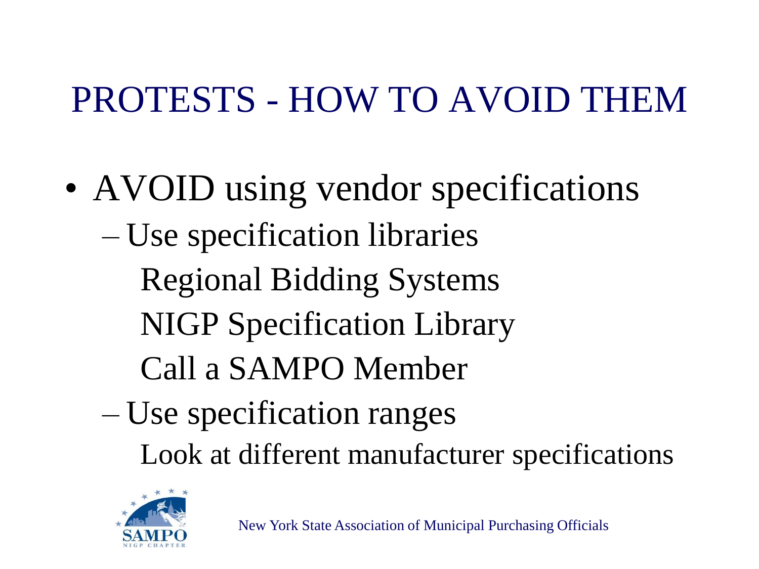# PROTESTS - HOW TO AVOID THEM

- AVOID using vendor specifications
  - Use specification libraries
    - Regional Bidding Systems
    - NIGP Specification Library
    - Call a SAMPO Member
  - Use specification ranges
    - Look at different manufacturer specifications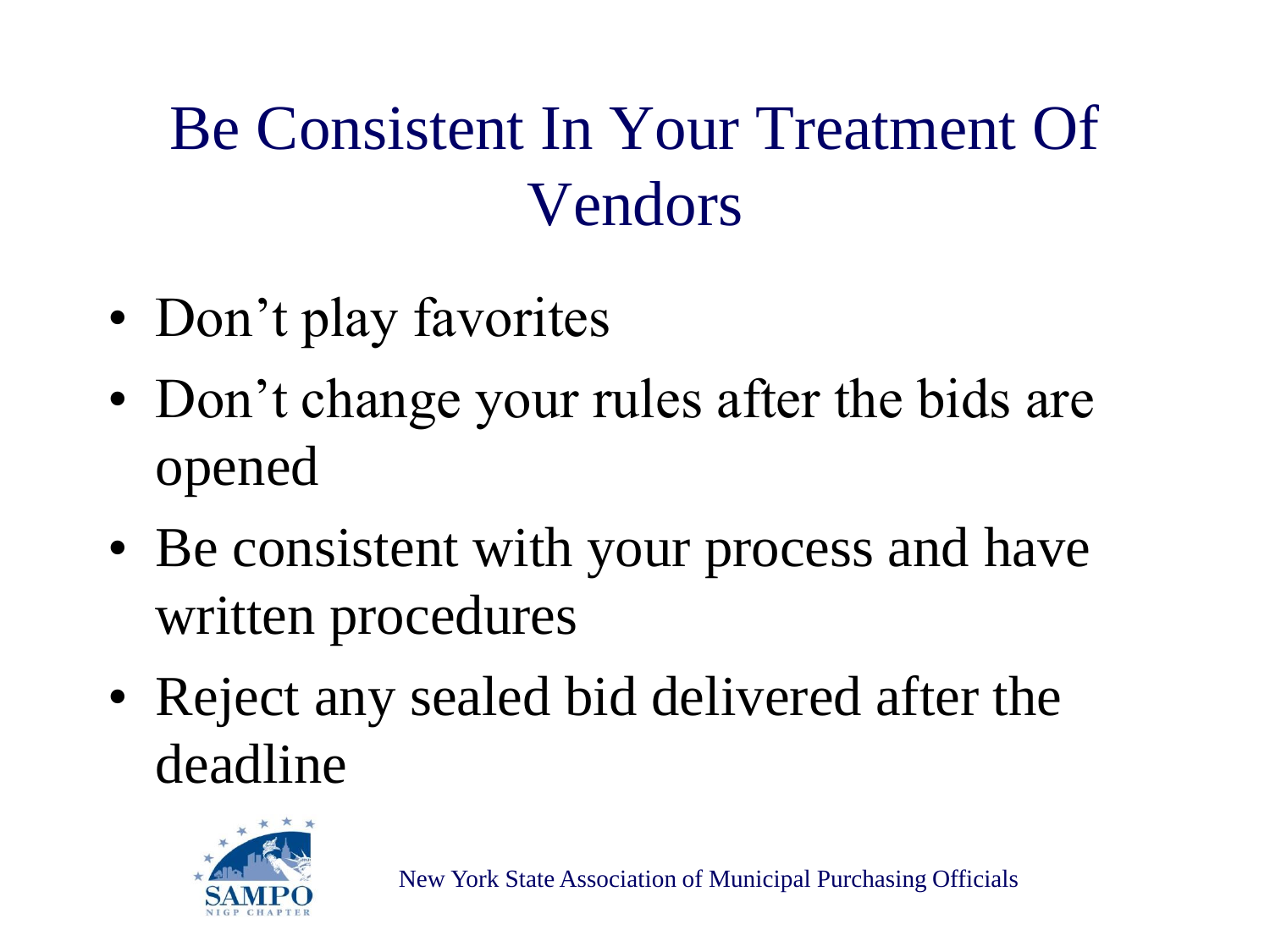# Be Consistent In Your Treatment Of Vendors

- Don’t play favorites
- Don’t change your rules after the bids are opened
- Be consistent with your process and have written procedures
- Reject any sealed bid delivered after the deadline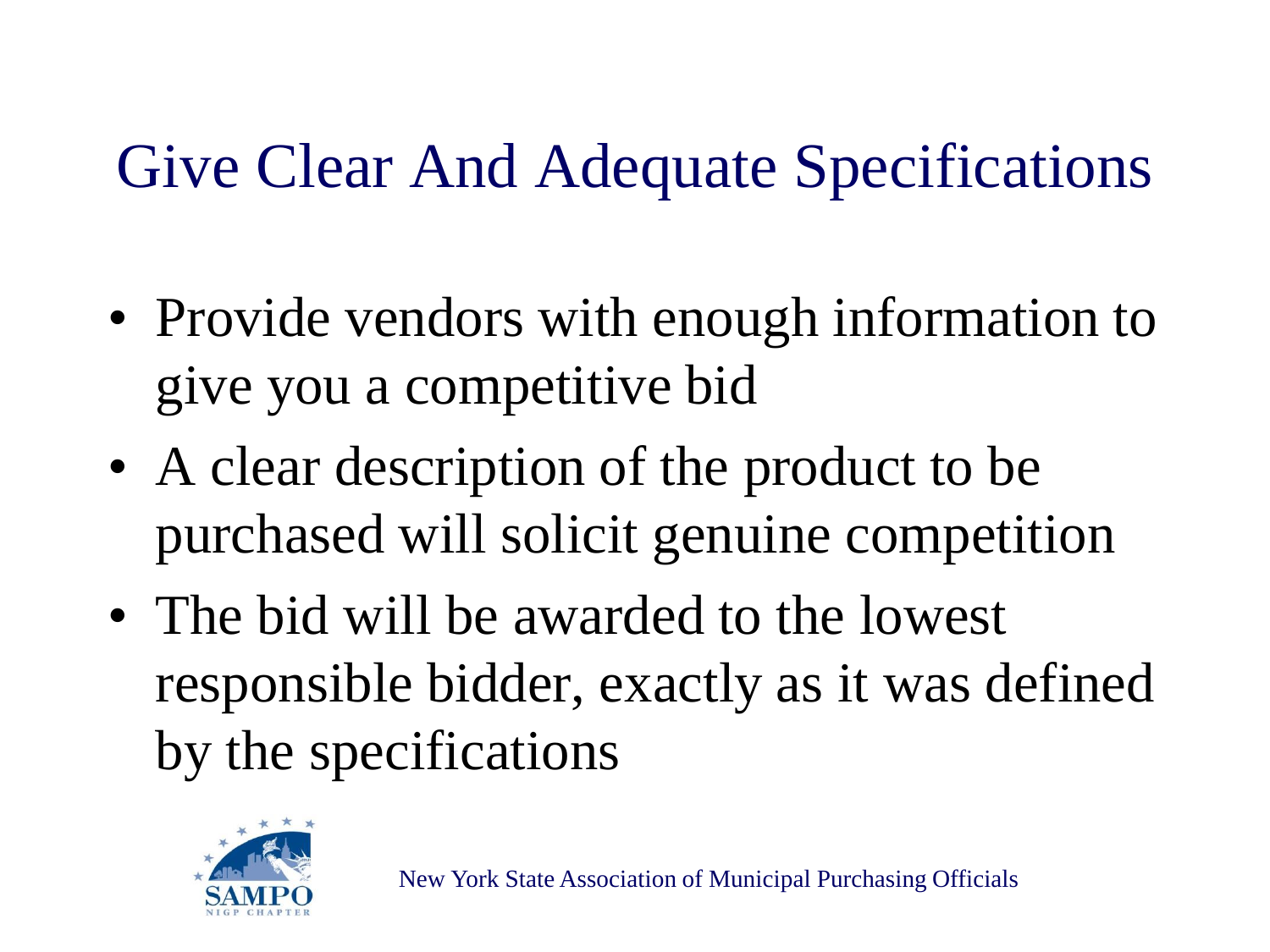# Give Clear And Adequate Specifications

- Provide vendors with enough information to give you a competitive bid
- A clear description of the product to be purchased will solicit genuine competition
- The bid will be awarded to the lowest responsible bidder, exactly as it was defined by the specifications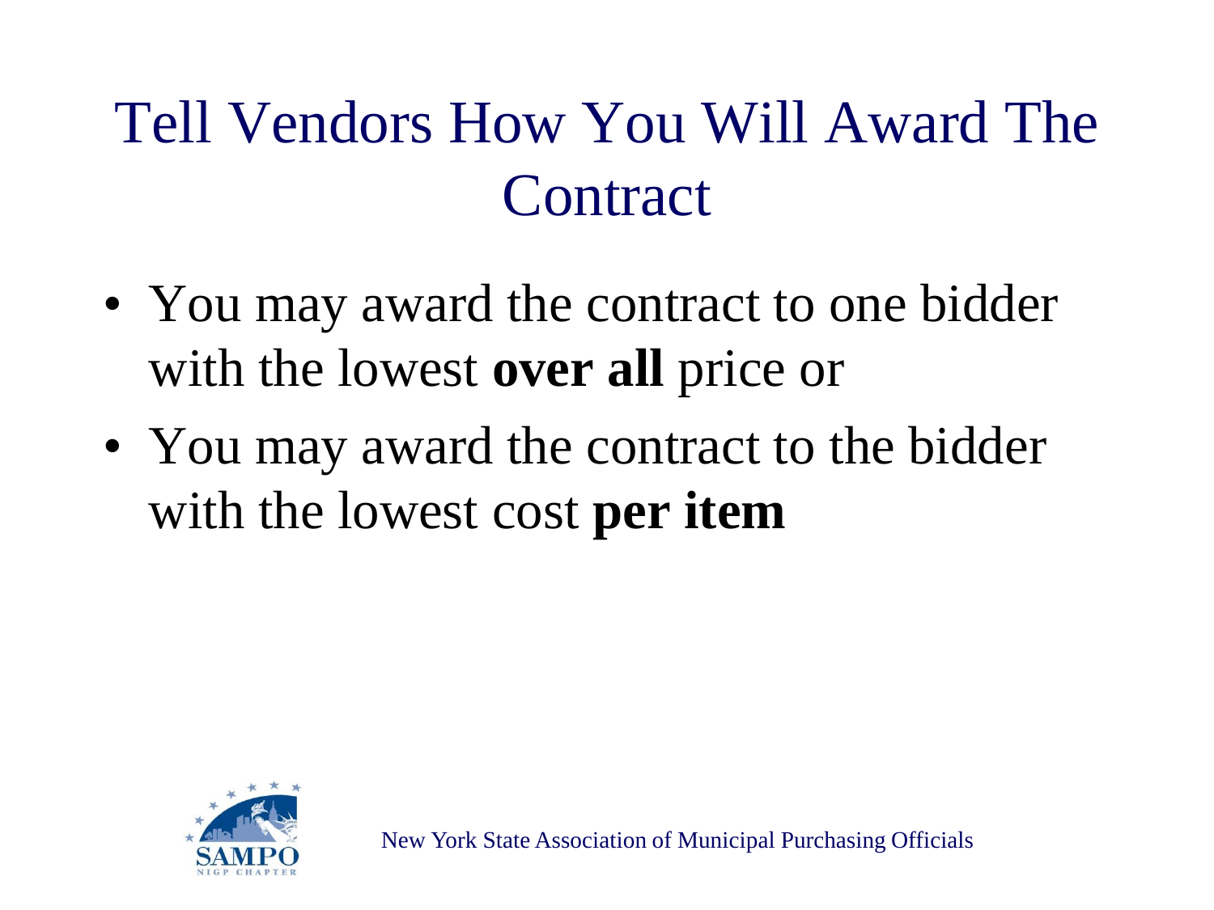# Tell Vendors How You Will Award The Contract

- You may award the contract to one bidder with the lowest **over all** price or
- You may award the contract to the bidder with the lowest cost **per item**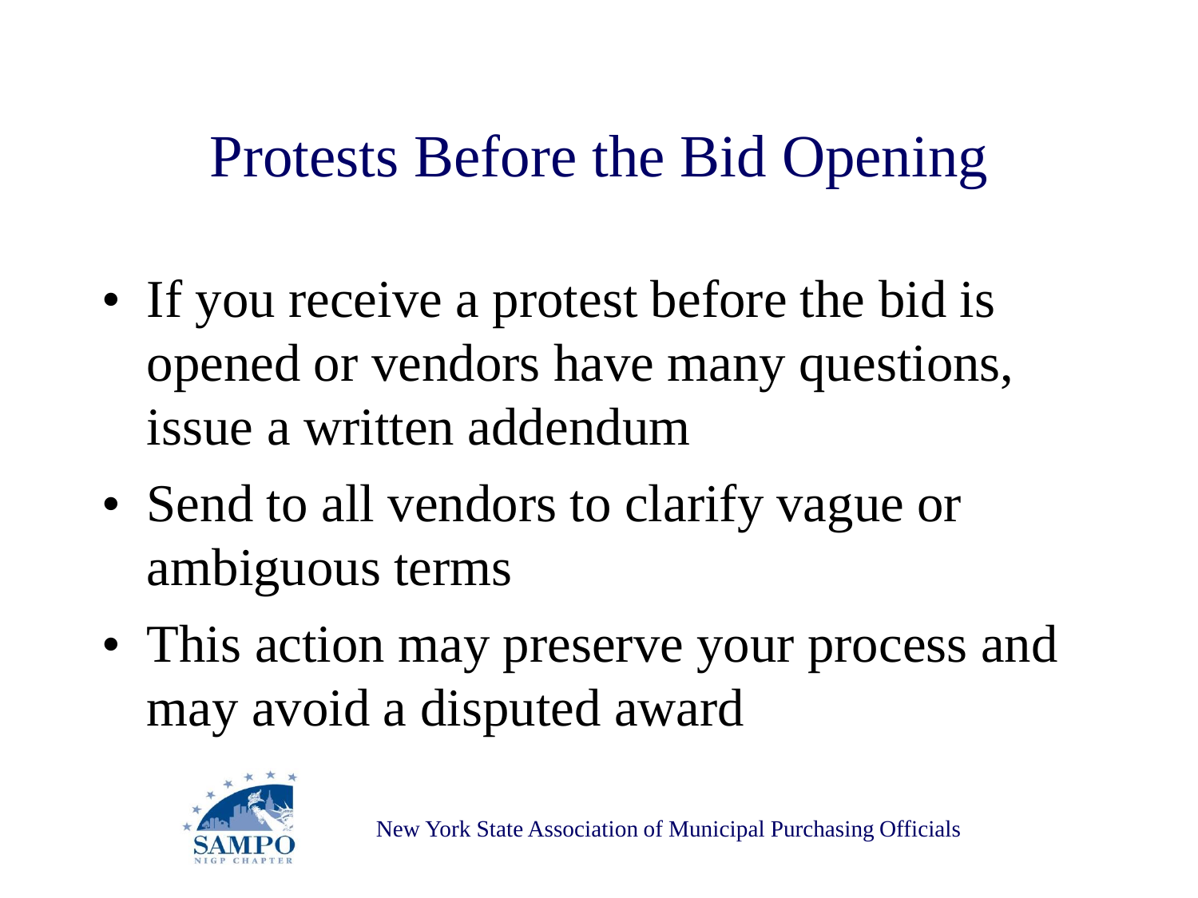# Protests Before the Bid Opening

- If you receive a protest before the bid is opened or vendors have many questions, issue a written addendum
- Send to all vendors to clarify vague or ambiguous terms
- This action may preserve your process and may avoid a disputed award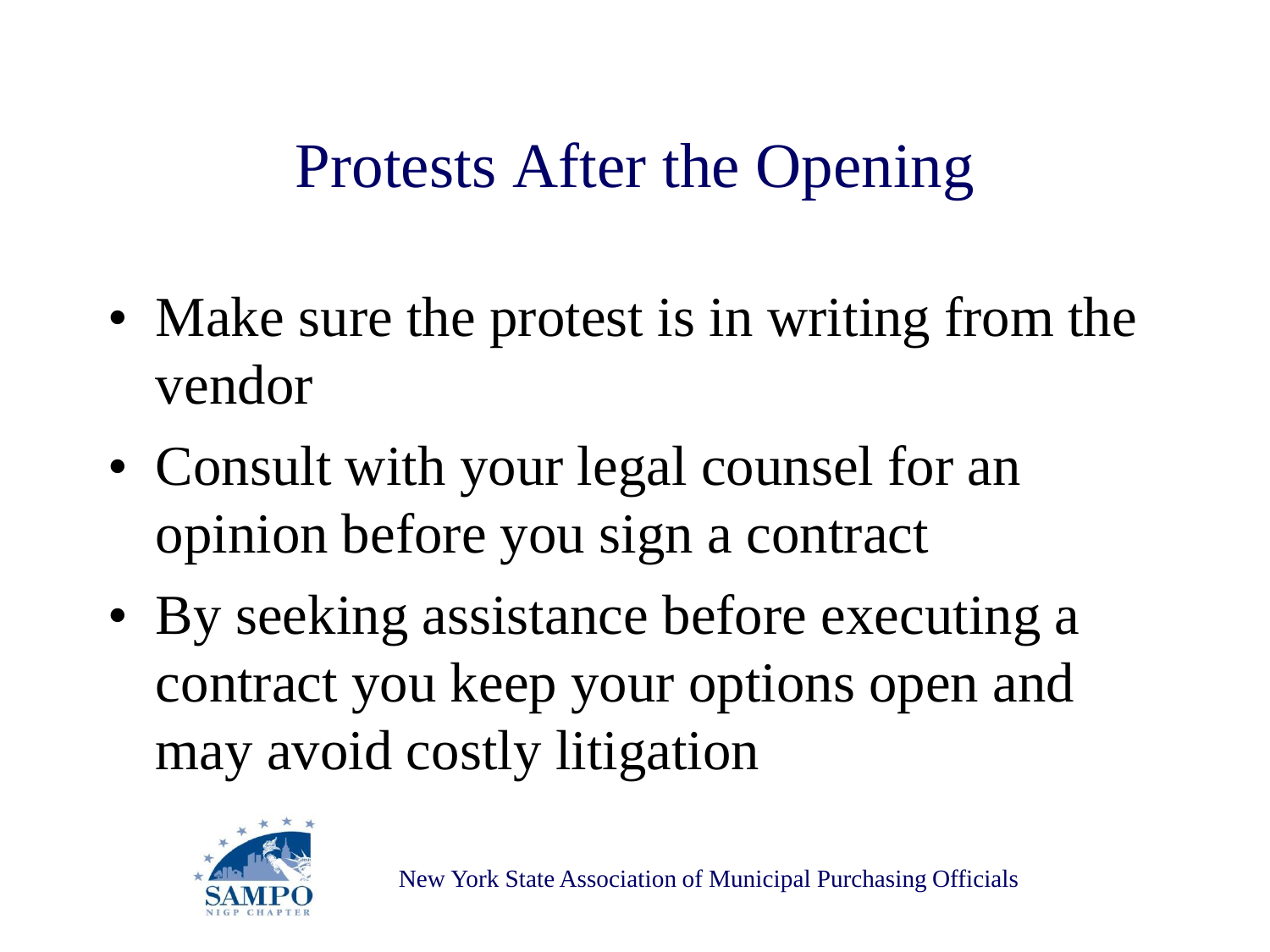# Protests After the Opening

- Make sure the protest is in writing from the vendor
- Consult with your legal counsel for an opinion before you sign a contract
- By seeking assistance before executing a contract you keep your options open and may avoid costly litigation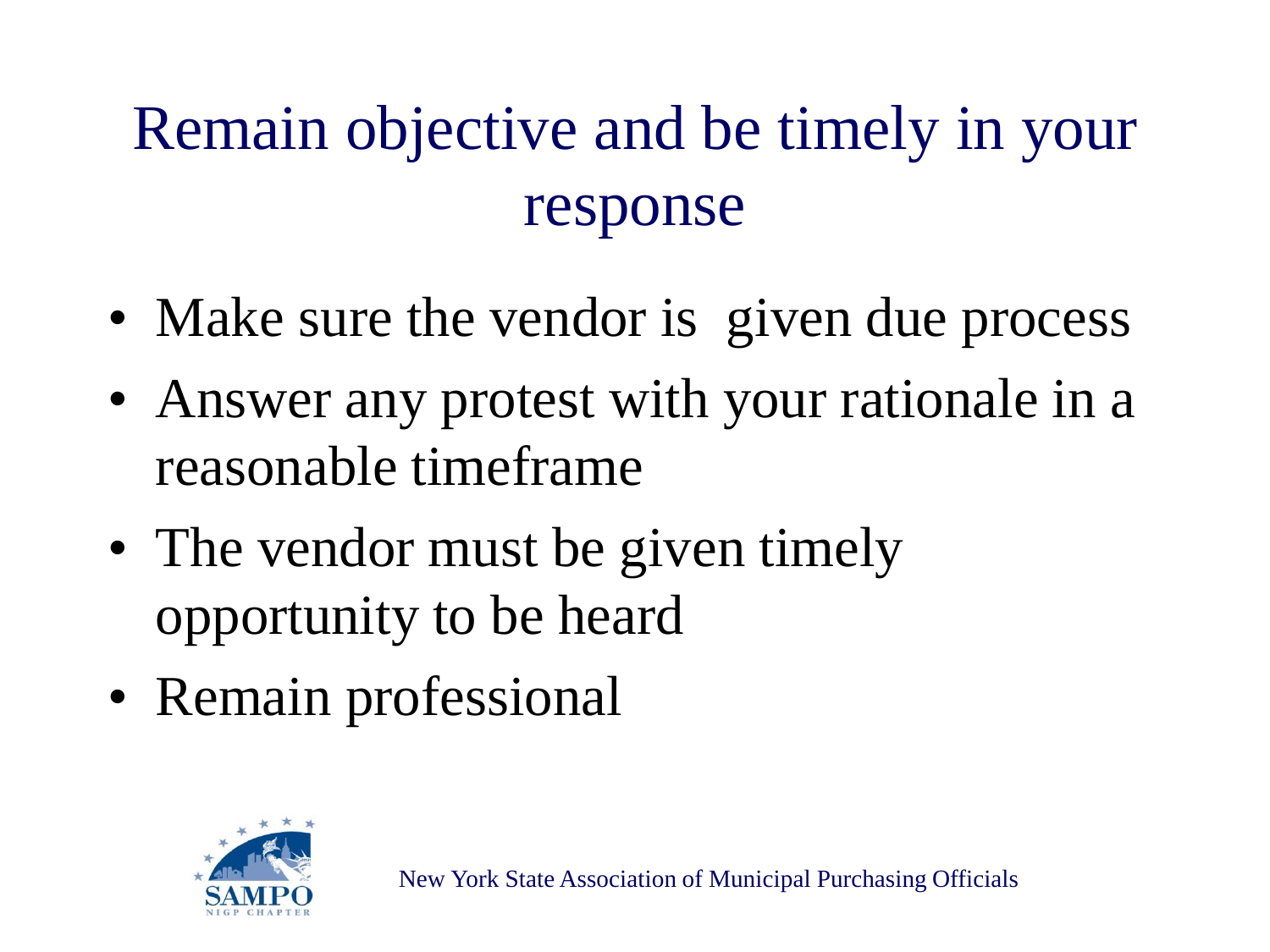# Remain objective and be timely in your response

- Make sure the vendor is given due process
- Answer any protest with your rationale in a reasonable timeframe
- The vendor must be given timely opportunity to be heard
- Remain professional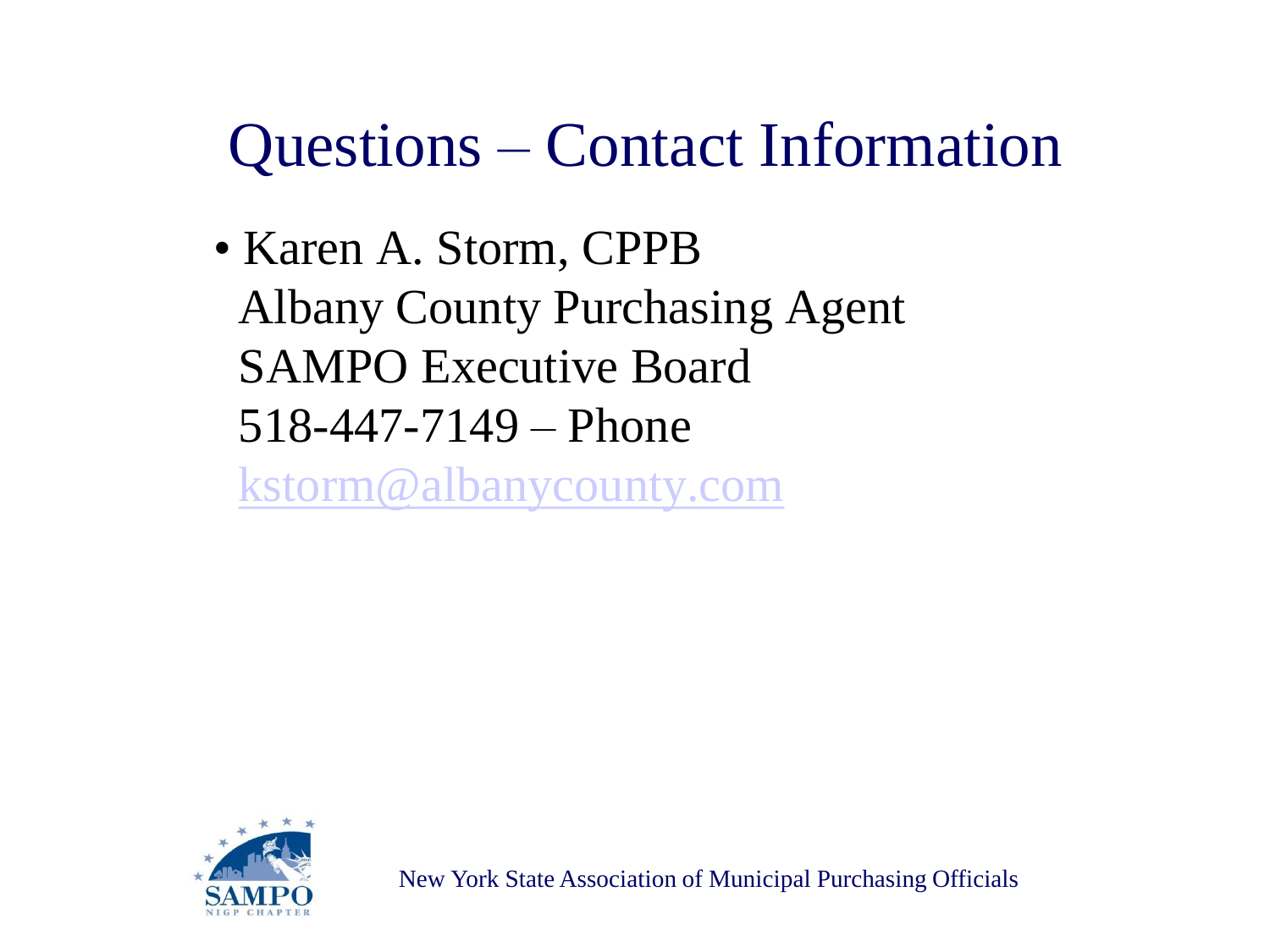# Questions – Contact Information

- Karen A. Storm, CPPB
  Albany County Purchasing Agent
  SAMPO Executive Board
  518-447-7149 – Phone
  kstorm@albanycounty.com

SAMPO
NIGP CHAPTER

New York State Association of Municipal Purchasing Officials